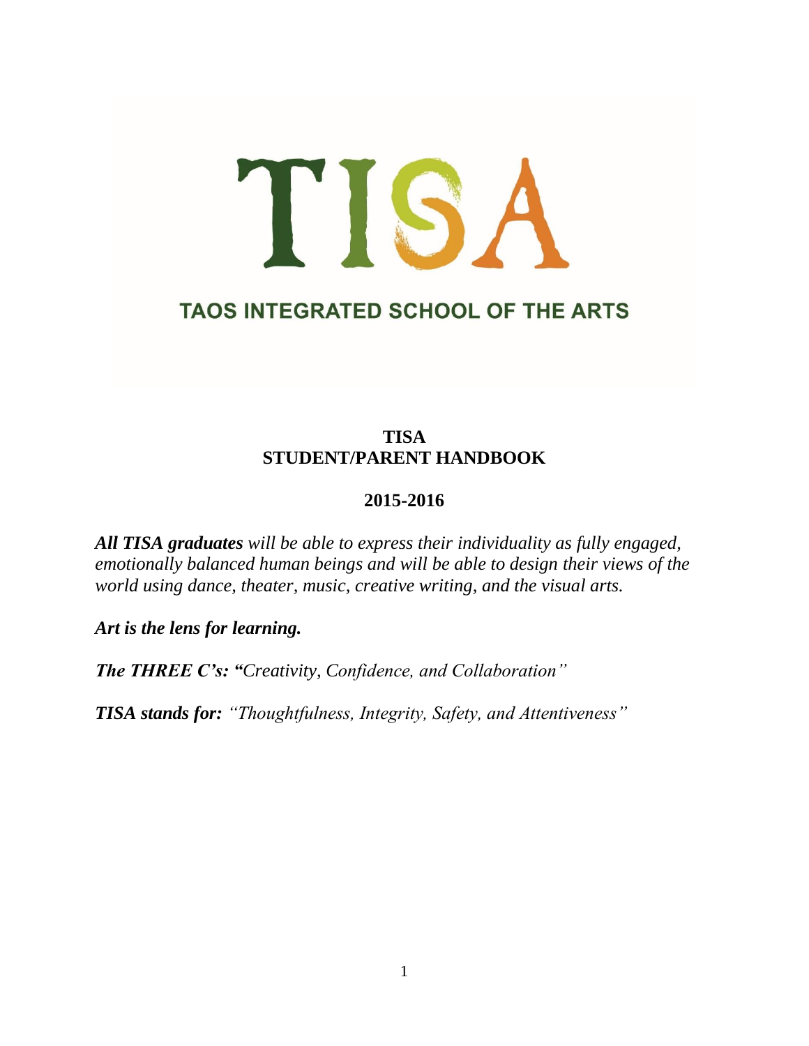# TISA

## TAOS INTEGRATED SCHOOL OF THE ARTS

**TISA**
**STUDENT/PARENT HANDBOOK**

**2015-2016**

***All TISA graduates*** *will be able to express their individuality as fully engaged, emotionally balanced human beings and will be able to design their views of the world using dance, theater, music, creative writing, and the visual arts.*

***Art is the lens for learning.***

***The THREE C's: "****Creativity, Confidence, and Collaboration"*

***TISA stands for:*** *"Thoughtfulness, Integrity, Safety, and Attentiveness"*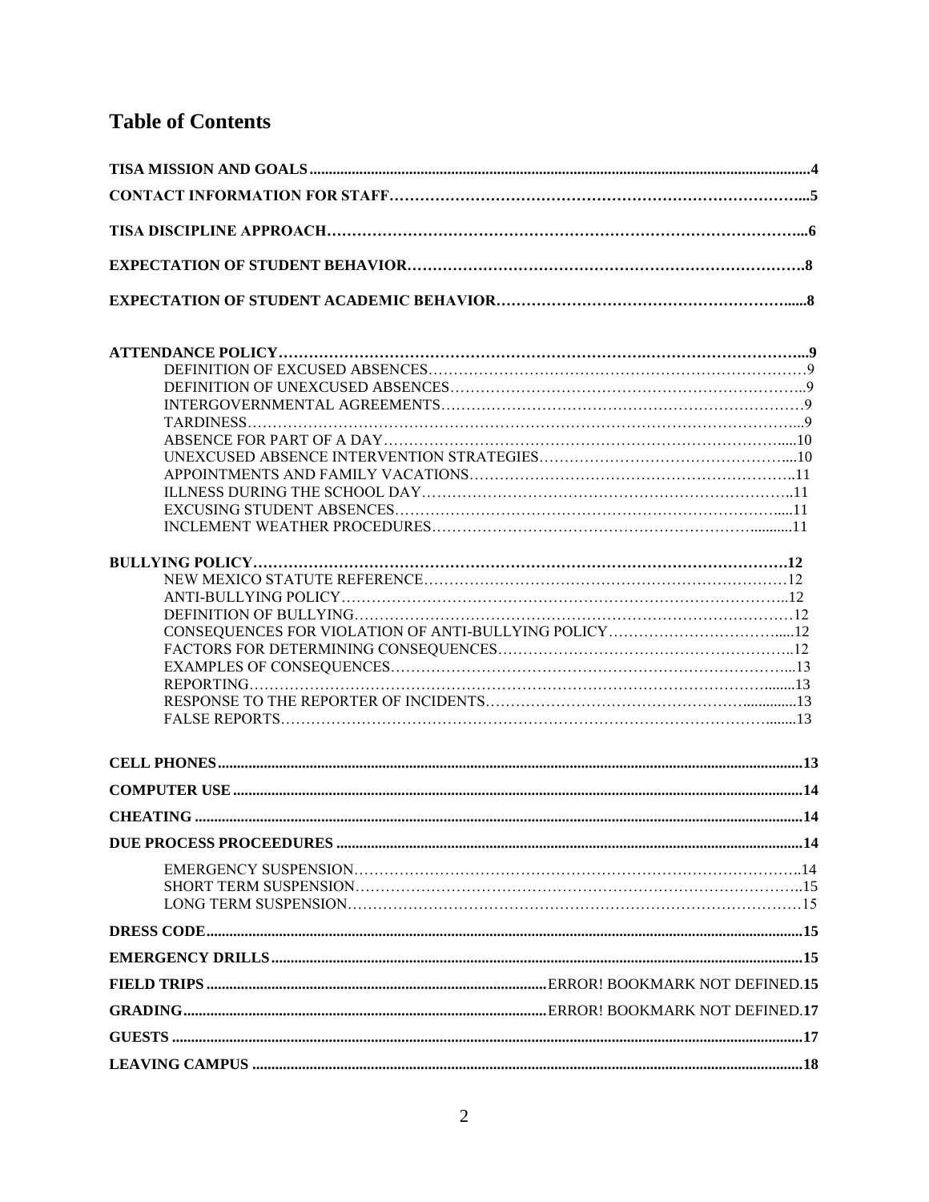# Table of Contents

**TISA MISSION AND GOALS** ........ **4**

**CONTACT INFORMATION FOR STAFF** ........ **5**

**TISA DISCIPLINE APPROACH** ........ **6**

**EXPECTATION OF STUDENT BEHAVIOR** ........ **8**

**EXPECTATION OF STUDENT ACADEMIC BEHAVIOR** ........ **8**

**ATTENDANCE POLICY** ........ **9**

- DEFINITION OF EXCUSED ABSENCES ........ 9
- DEFINITION OF UNEXCUSED ABSENCES ........ 9
- INTERGOVERNMENTAL AGREEMENTS ........ 9
- TARDINESS ........ 9
- ABSENCE FOR PART OF A DAY ........ 10
- UNEXCUSED ABSENCE INTERVENTION STRATEGIES ........ 10
- APPOINTMENTS AND FAMILY VACATIONS ........ 11
- ILLNESS DURING THE SCHOOL DAY ........ 11
- EXCUSING STUDENT ABSENCES ........ 11
- INCLEMENT WEATHER PROCEDURES ........ 11

**BULLYING POLICY** ........ **12**

- NEW MEXICO STATUTE REFERENCE ........ 12
- ANTI-BULLYING POLICY ........ 12
- DEFINITION OF BULLYING ........ 12
- CONSEQUENCES FOR VIOLATION OF ANTI-BULLYING POLICY ........ 12
- FACTORS FOR DETERMINING CONSEQUENCES ........ 12
- EXAMPLES OF CONSEQUENCES ........ 13
- REPORTING ........ 13
- RESPONSE TO THE REPORTER OF INCIDENTS ........ 13
- FALSE REPORTS ........ 13

**CELL PHONES** ........ **13**

**COMPUTER USE** ........ **14**

**CHEATING** ........ **14**

**DUE PROCESS PROCEEDURES** ........ **14**

- EMERGENCY SUSPENSION ........ 14
- SHORT TERM SUSPENSION ........ 15
- LONG TERM SUSPENSION ........ 15

**DRESS CODE** ........ **15**

**EMERGENCY DRILLS** ........ **15**

**FIELD TRIPS** ........ ERROR! BOOKMARK NOT DEFINED.**15**

**GRADING** ........ ERROR! BOOKMARK NOT DEFINED.**17**

**GUESTS** ........ **17**

**LEAVING CAMPUS** ........ **18**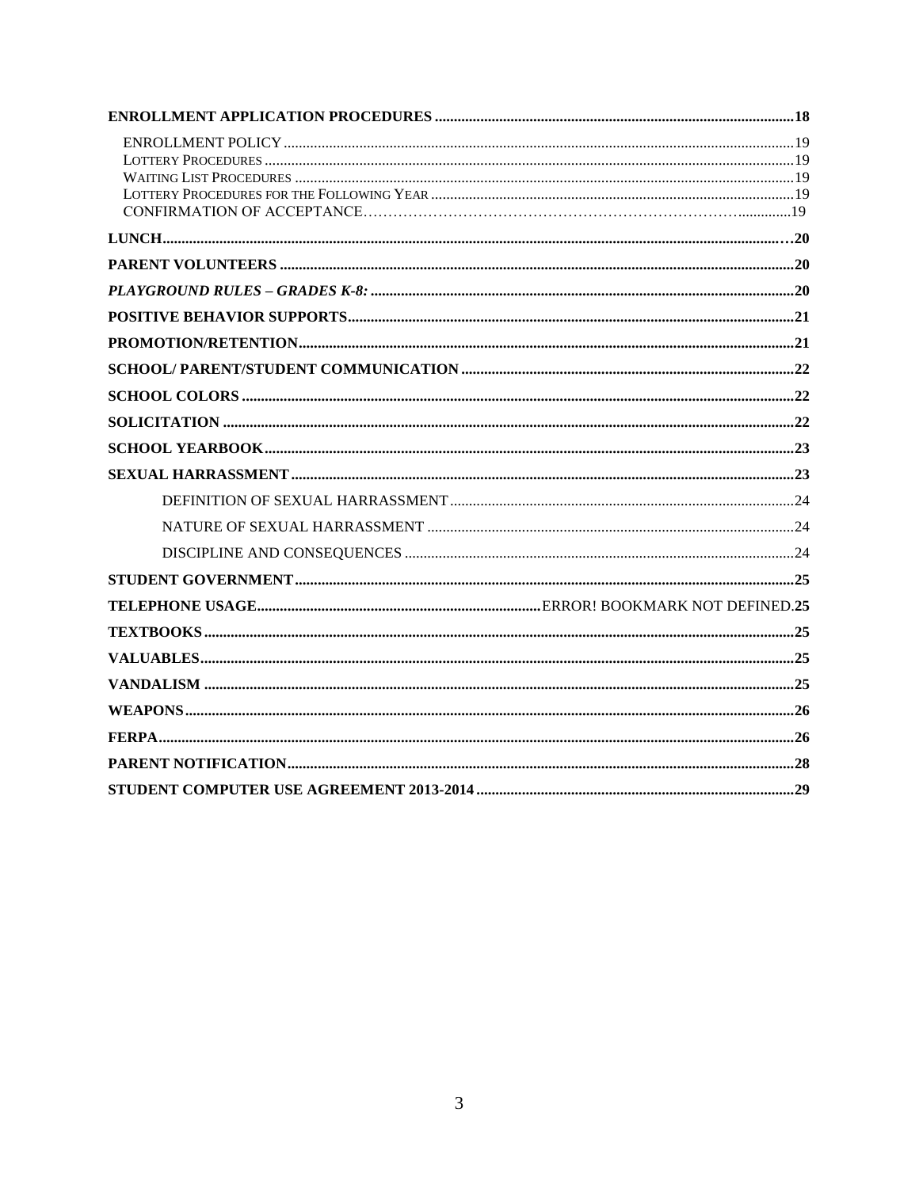**ENROLLMENT APPLICATION PROCEDURES .............................................................................................18**

- ENROLLMENT POLICY ....................................................................................................................................19
- LOTTERY PROCEDURES ....................................................................................................................................19
- WAITING LIST PROCEDURES ...........................................................................................................................19
- LOTTERY PROCEDURES FOR THE FOLLOWING YEAR ......................................................................................19
- CONFIRMATION OF ACCEPTANCE……………………………………………………………………….............19

**LUNCH...................................................................................................................................................…20**

**PARENT VOLUNTEERS .....................................................................................................................................20**

***PLAYGROUND RULES – GRADES K-8:* .............................................................................................................20**

**POSITIVE BEHAVIOR SUPPORTS......................................................................................................................21**

**PROMOTION/RETENTION..................................................................................................................................21**

**SCHOOL/ PARENT/STUDENT COMMUNICATION .......................................................................................22**

**SCHOOL COLORS ..............................................................................................................................................22**

**SOLICITATION ...................................................................................................................................................22**

**SCHOOL YEARBOOK........................................................................................................................................23**

**SEXUAL HARRASSMENT..................................................................................................................................23**

- DEFINITION OF SEXUAL HARRASSMENT..........................................................................................24
- NATURE OF SEXUAL HARRASSMENT ................................................................................................24
- DISCIPLINE AND CONSEQUENCES .....................................................................................................24

**STUDENT GOVERNMENT..................................................................................................................................25**

**TELEPHONE USAGE..........................................................................**ERROR! BOOKMARK NOT DEFINED.**25**

**TEXTBOOKS........................................................................................................................................................25**

**VALUABLES.........................................................................................................................................................25**

**VANDALISM ........................................................................................................................................................25**

**WEAPONS.............................................................................................................................................................26**

**FERPA....................................................................................................................................................................26**

**PARENT NOTIFICATION...................................................................................................................................28**

**STUDENT COMPUTER USE AGREEMENT 2013-2014 ...................................................................................29**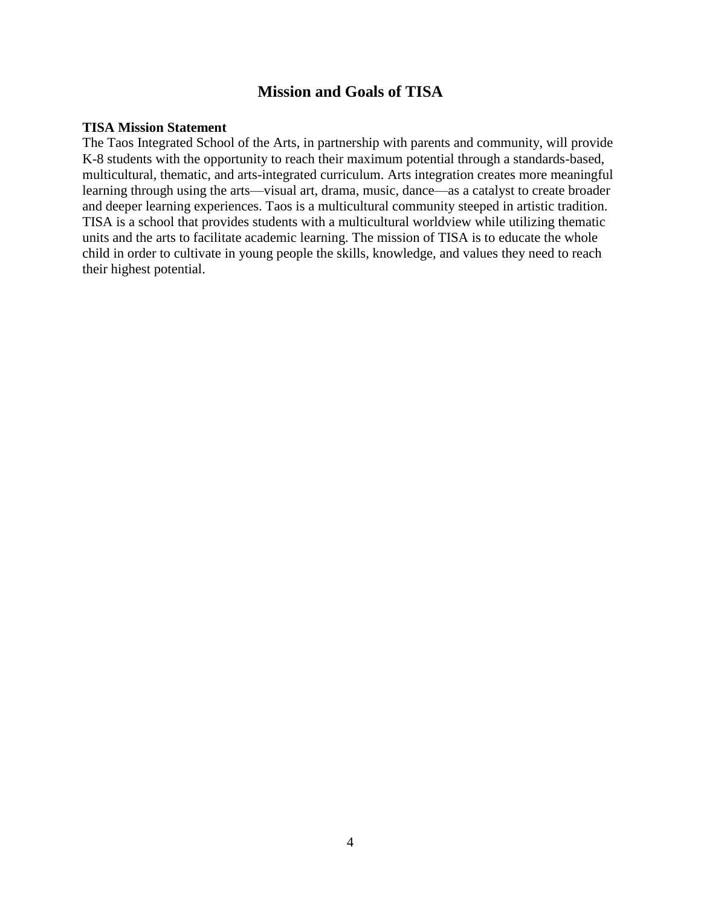# Mission and Goals of TISA

**TISA Mission Statement**

The Taos Integrated School of the Arts, in partnership with parents and community, will provide K-8 students with the opportunity to reach their maximum potential through a standards-based, multicultural, thematic, and arts-integrated curriculum. Arts integration creates more meaningful learning through using the arts—visual art, drama, music, dance—as a catalyst to create broader and deeper learning experiences. Taos is a multicultural community steeped in artistic tradition. TISA is a school that provides students with a multicultural worldview while utilizing thematic units and the arts to facilitate academic learning. The mission of TISA is to educate the whole child in order to cultivate in young people the skills, knowledge, and values they need to reach their highest potential.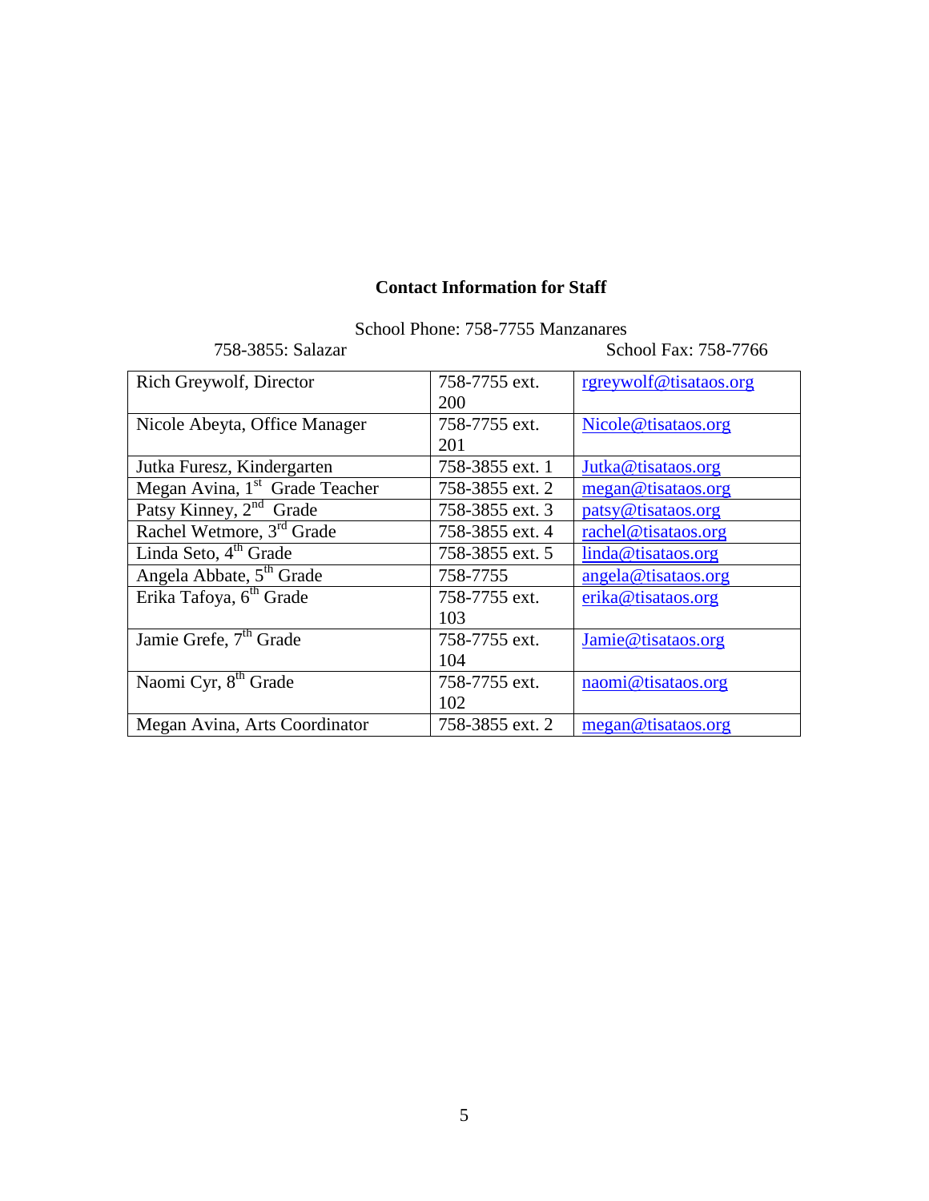**Contact Information for Staff**

School Phone: 758-7755 Manzanares

758-3855: Salazar School Fax: 758-7766

| Name | Phone | Email |
|---|---|---|
| Rich Greywolf, Director | 758-7755 ext. 200 | rgreywolf@tisataos.org |
| Nicole Abeyta, Office Manager | 758-7755 ext. 201 | Nicole@tisataos.org |
| Jutka Furesz, Kindergarten | 758-3855 ext. 1 | Jutka@tisataos.org |
| Megan Avina, 1st Grade Teacher | 758-3855 ext. 2 | megan@tisataos.org |
| Patsy Kinney, 2nd Grade | 758-3855 ext. 3 | patsy@tisataos.org |
| Rachel Wetmore, 3rd Grade | 758-3855 ext. 4 | rachel@tisataos.org |
| Linda Seto, 4th Grade | 758-3855 ext. 5 | linda@tisataos.org |
| Angela Abbate, 5th Grade | 758-7755 | angela@tisataos.org |
| Erika Tafoya, 6th Grade | 758-7755 ext. 103 | erika@tisataos.org |
| Jamie Grefe, 7th Grade | 758-7755 ext. 104 | Jamie@tisataos.org |
| Naomi Cyr, 8th Grade | 758-7755 ext. 102 | naomi@tisataos.org |
| Megan Avina, Arts Coordinator | 758-3855 ext. 2 | megan@tisataos.org |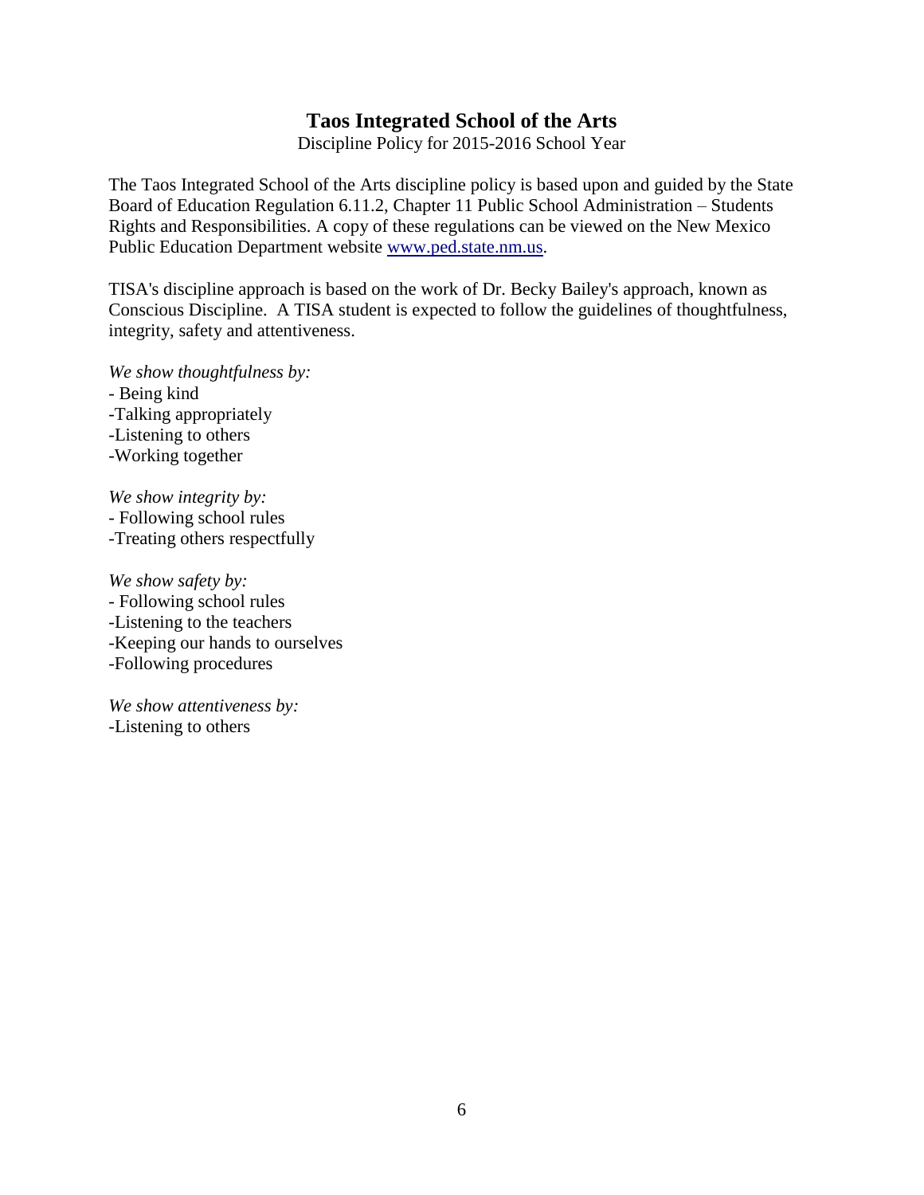# Taos Integrated School of the Arts

Discipline Policy for 2015-2016 School Year

The Taos Integrated School of the Arts discipline policy is based upon and guided by the State Board of Education Regulation 6.11.2, Chapter 11 Public School Administration – Students Rights and Responsibilities. A copy of these regulations can be viewed on the New Mexico Public Education Department website [www.ped.state.nm.us](http://www.ped.state.nm.us).

TISA's discipline approach is based on the work of Dr. Becky Bailey's approach, known as Conscious Discipline. A TISA student is expected to follow the guidelines of thoughtfulness, integrity, safety and attentiveness.

*We show thoughtfulness by:*

- Being kind
- Talking appropriately
- Listening to others
- Working together

*We show integrity by:*

- Following school rules
- Treating others respectfully

*We show safety by:*

- Following school rules
- Listening to the teachers
- Keeping our hands to ourselves
- Following procedures

*We show attentiveness by:*

- Listening to others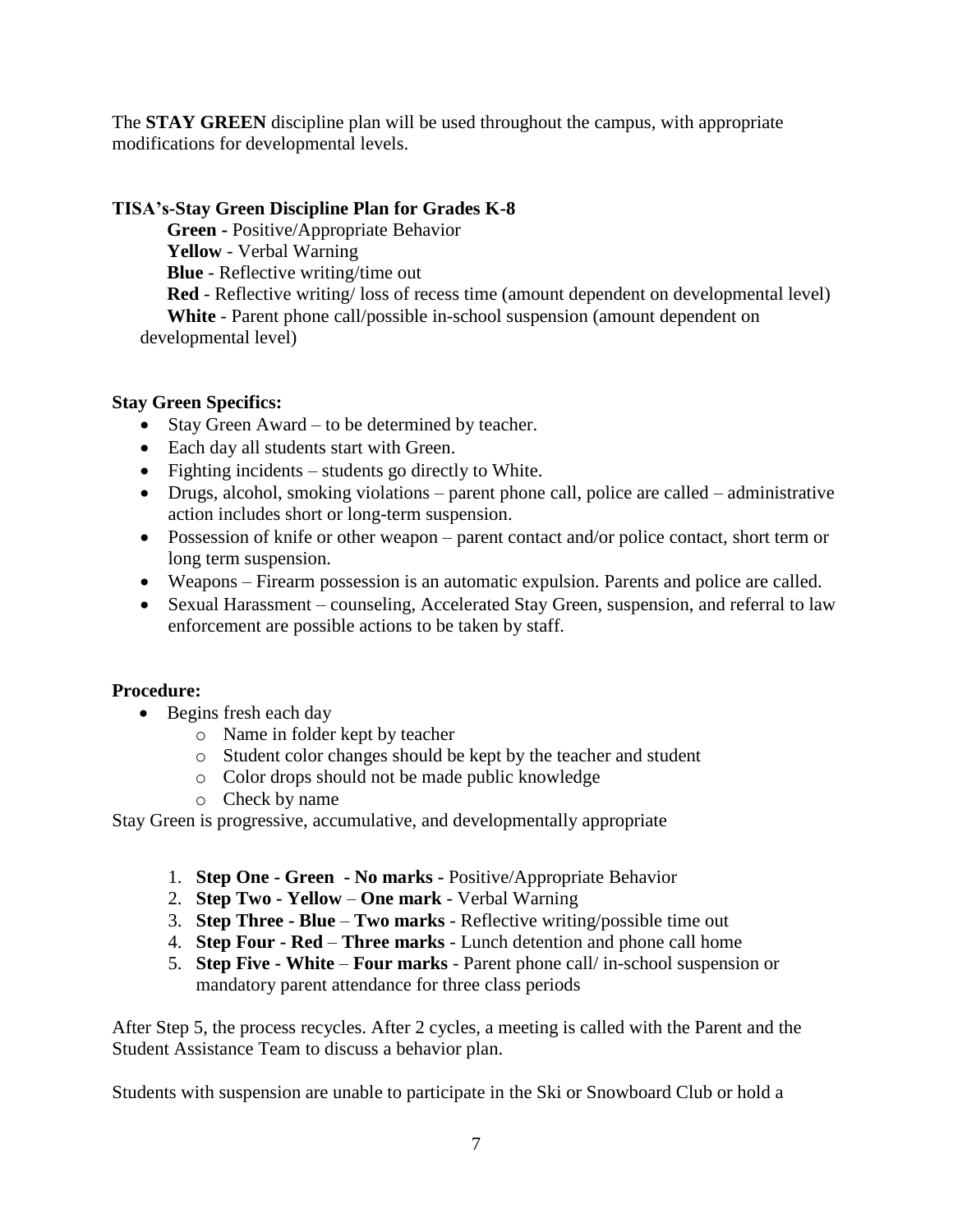The **STAY GREEN** discipline plan will be used throughout the campus, with appropriate modifications for developmental levels.

**TISA's-Stay Green Discipline Plan for Grades K-8**

**Green -** Positive/Appropriate Behavior
**Yellow** - Verbal Warning
**Blue** - Reflective writing/time out
**Red** - Reflective writing/ loss of recess time (amount dependent on developmental level)
**White** - Parent phone call/possible in-school suspension (amount dependent on developmental level)

**Stay Green Specifics:**

- Stay Green Award – to be determined by teacher.
- Each day all students start with Green.
- Fighting incidents – students go directly to White.
- Drugs, alcohol, smoking violations – parent phone call, police are called – administrative action includes short or long-term suspension.
- Possession of knife or other weapon – parent contact and/or police contact, short term or long term suspension.
- Weapons – Firearm possession is an automatic expulsion. Parents and police are called.
- Sexual Harassment – counseling, Accelerated Stay Green, suspension, and referral to law enforcement are possible actions to be taken by staff.

**Procedure:**

- Begins fresh each day
  - Name in folder kept by teacher
  - Student color changes should be kept by the teacher and student
  - Color drops should not be made public knowledge
  - Check by name

Stay Green is progressive, accumulative, and developmentally appropriate

1. **Step One - Green - No marks -** Positive/Appropriate Behavior
2. **Step Two - Yellow** – **One mark** - Verbal Warning
3. **Step Three - Blue** – **Two marks** - Reflective writing/possible time out
4. **Step Four - Red** – **Three marks** - Lunch detention and phone call home
5. **Step Five - White** – **Four marks** - Parent phone call/ in-school suspension or mandatory parent attendance for three class periods

After Step 5, the process recycles. After 2 cycles, a meeting is called with the Parent and the Student Assistance Team to discuss a behavior plan.

Students with suspension are unable to participate in the Ski or Snowboard Club or hold a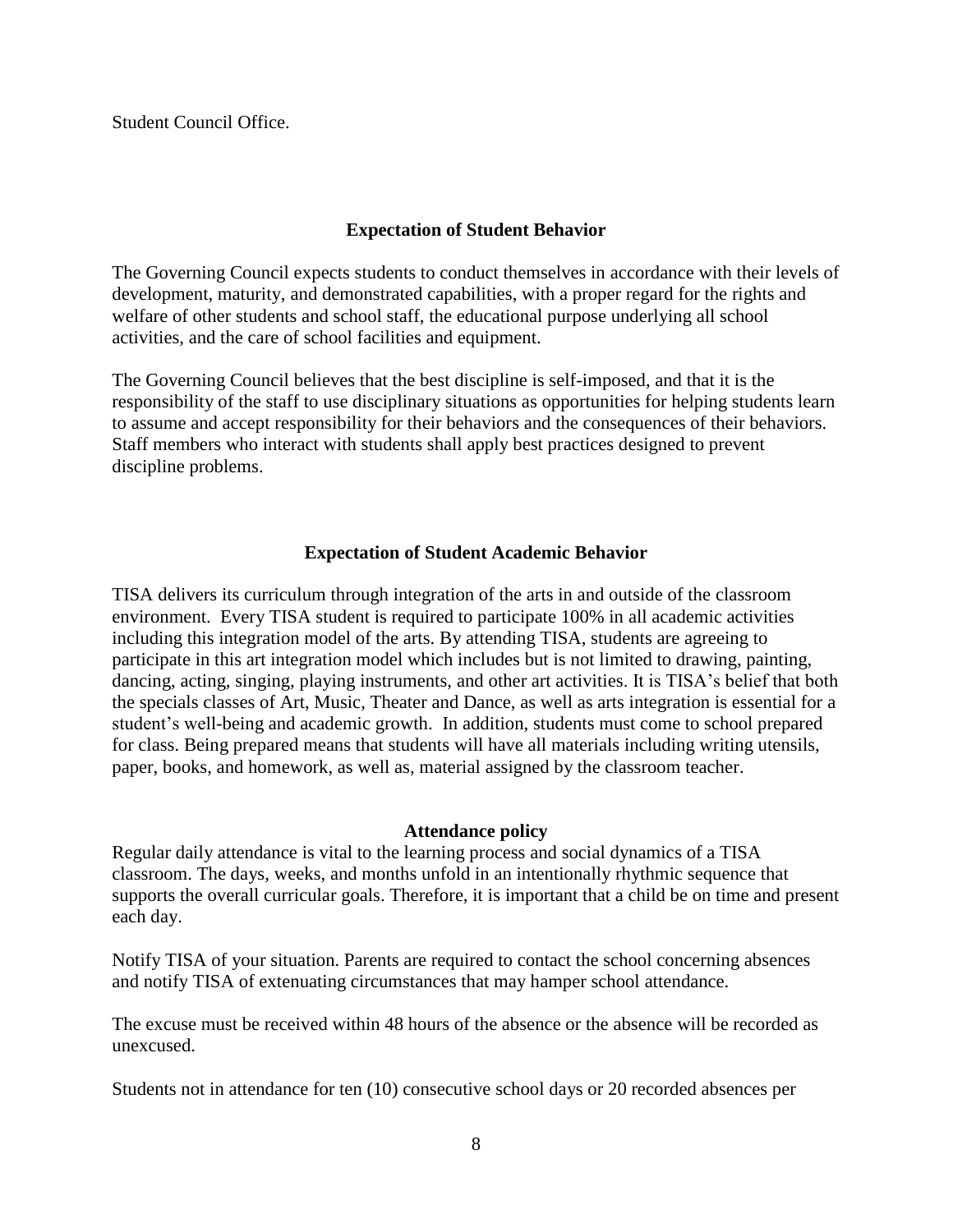Student Council Office.

## Expectation of Student Behavior

The Governing Council expects students to conduct themselves in accordance with their levels of development, maturity, and demonstrated capabilities, with a proper regard for the rights and welfare of other students and school staff, the educational purpose underlying all school activities, and the care of school facilities and equipment.

The Governing Council believes that the best discipline is self-imposed, and that it is the responsibility of the staff to use disciplinary situations as opportunities for helping students learn to assume and accept responsibility for their behaviors and the consequences of their behaviors. Staff members who interact with students shall apply best practices designed to prevent discipline problems.

## Expectation of Student Academic Behavior

TISA delivers its curriculum through integration of the arts in and outside of the classroom environment. Every TISA student is required to participate 100% in all academic activities including this integration model of the arts. By attending TISA, students are agreeing to participate in this art integration model which includes but is not limited to drawing, painting, dancing, acting, singing, playing instruments, and other art activities. It is TISA's belief that both the specials classes of Art, Music, Theater and Dance, as well as arts integration is essential for a student's well-being and academic growth. In addition, students must come to school prepared for class. Being prepared means that students will have all materials including writing utensils, paper, books, and homework, as well as, material assigned by the classroom teacher.

## Attendance policy

Regular daily attendance is vital to the learning process and social dynamics of a TISA classroom. The days, weeks, and months unfold in an intentionally rhythmic sequence that supports the overall curricular goals. Therefore, it is important that a child be on time and present each day.

Notify TISA of your situation. Parents are required to contact the school concerning absences and notify TISA of extenuating circumstances that may hamper school attendance.

The excuse must be received within 48 hours of the absence or the absence will be recorded as unexcused.

Students not in attendance for ten (10) consecutive school days or 20 recorded absences per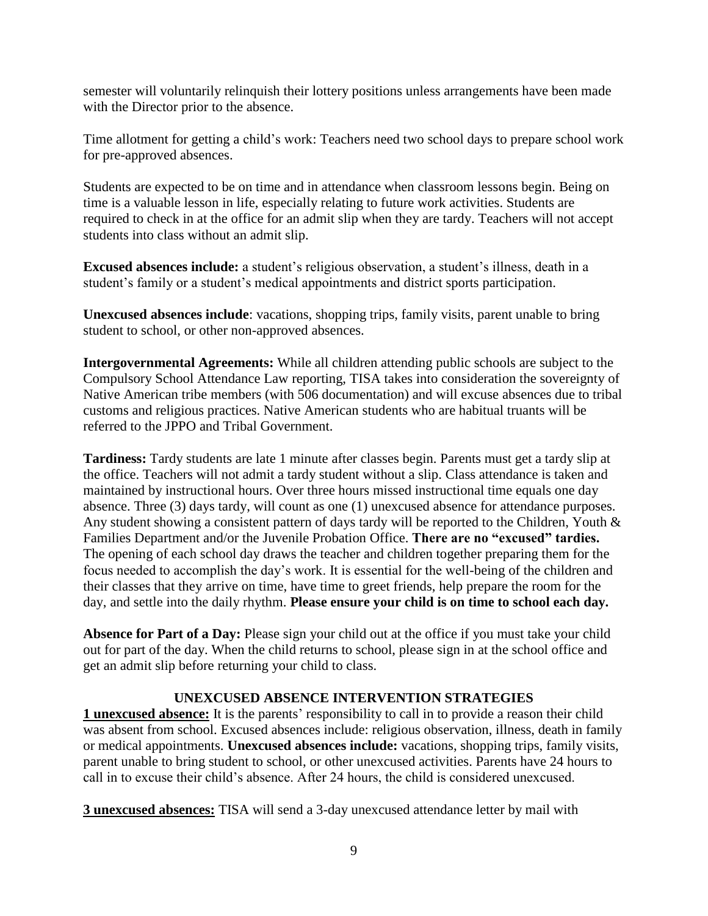semester will voluntarily relinquish their lottery positions unless arrangements have been made with the Director prior to the absence.

Time allotment for getting a child's work: Teachers need two school days to prepare school work for pre-approved absences.

Students are expected to be on time and in attendance when classroom lessons begin. Being on time is a valuable lesson in life, especially relating to future work activities. Students are required to check in at the office for an admit slip when they are tardy. Teachers will not accept students into class without an admit slip.

**Excused absences include:** a student's religious observation, a student's illness, death in a student's family or a student's medical appointments and district sports participation.

**Unexcused absences include**: vacations, shopping trips, family visits, parent unable to bring student to school, or other non-approved absences.

**Intergovernmental Agreements:** While all children attending public schools are subject to the Compulsory School Attendance Law reporting, TISA takes into consideration the sovereignty of Native American tribe members (with 506 documentation) and will excuse absences due to tribal customs and religious practices. Native American students who are habitual truants will be referred to the JPPO and Tribal Government.

**Tardiness:** Tardy students are late 1 minute after classes begin. Parents must get a tardy slip at the office. Teachers will not admit a tardy student without a slip. Class attendance is taken and maintained by instructional hours. Over three hours missed instructional time equals one day absence. Three (3) days tardy, will count as one (1) unexcused absence for attendance purposes. Any student showing a consistent pattern of days tardy will be reported to the Children, Youth & Families Department and/or the Juvenile Probation Office. **There are no "excused" tardies.** The opening of each school day draws the teacher and children together preparing them for the focus needed to accomplish the day's work. It is essential for the well-being of the children and their classes that they arrive on time, have time to greet friends, help prepare the room for the day, and settle into the daily rhythm. **Please ensure your child is on time to school each day.**

**Absence for Part of a Day:** Please sign your child out at the office if you must take your child out for part of the day. When the child returns to school, please sign in at the school office and get an admit slip before returning your child to class.

### UNEXCUSED ABSENCE INTERVENTION STRATEGIES

**1 unexcused absence:** It is the parents' responsibility to call in to provide a reason their child was absent from school. Excused absences include: religious observation, illness, death in family or medical appointments. **Unexcused absences include:** vacations, shopping trips, family visits, parent unable to bring student to school, or other unexcused activities. Parents have 24 hours to call in to excuse their child's absence. After 24 hours, the child is considered unexcused.

**3 unexcused absences:** TISA will send a 3-day unexcused attendance letter by mail with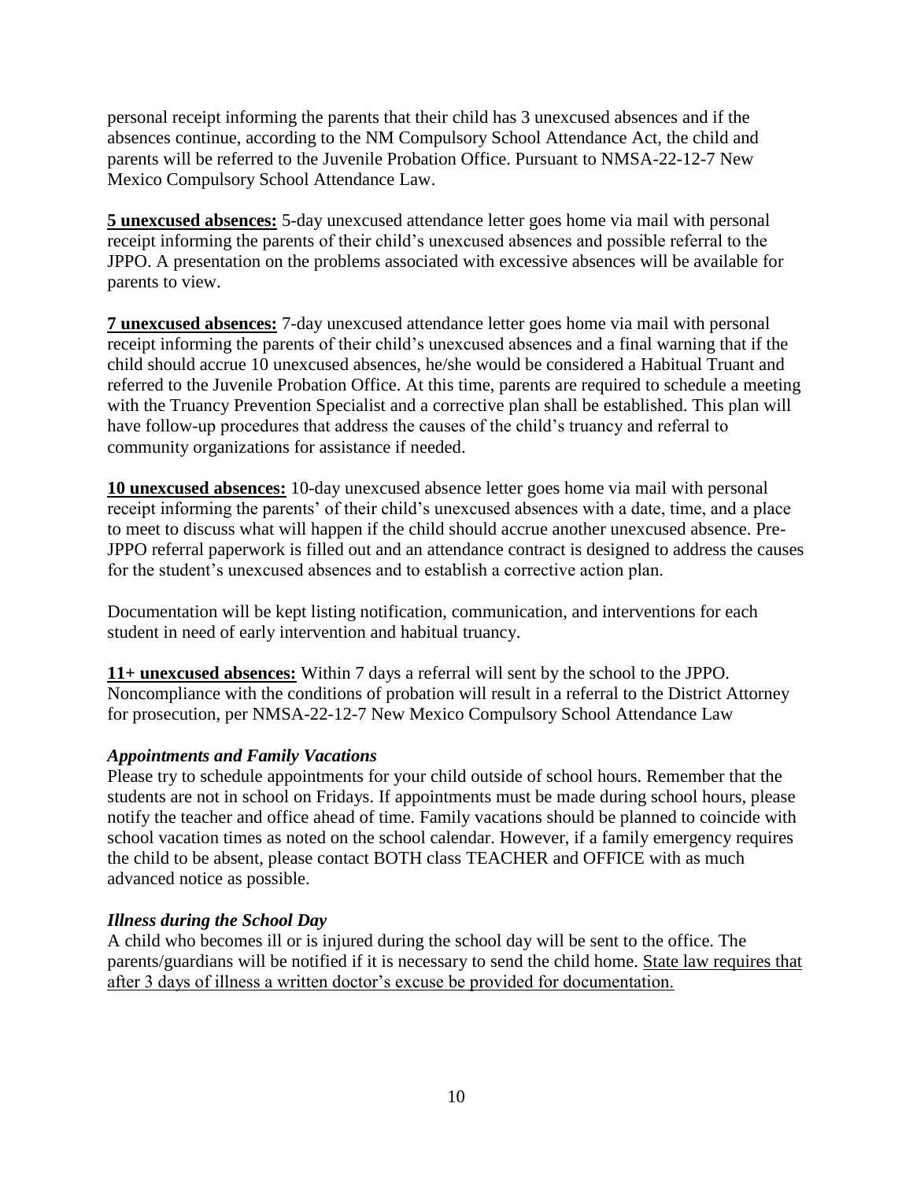personal receipt informing the parents that their child has 3 unexcused absences and if the absences continue, according to the NM Compulsory School Attendance Act, the child and parents will be referred to the Juvenile Probation Office. Pursuant to NMSA-22-12-7 New Mexico Compulsory School Attendance Law.

**<u>5 unexcused absences:</u>** 5-day unexcused attendance letter goes home via mail with personal receipt informing the parents of their child's unexcused absences and possible referral to the JPPO. A presentation on the problems associated with excessive absences will be available for parents to view.

**<u>7 unexcused absences:</u>** 7-day unexcused attendance letter goes home via mail with personal receipt informing the parents of their child's unexcused absences and a final warning that if the child should accrue 10 unexcused absences, he/she would be considered a Habitual Truant and referred to the Juvenile Probation Office. At this time, parents are required to schedule a meeting with the Truancy Prevention Specialist and a corrective plan shall be established. This plan will have follow-up procedures that address the causes of the child's truancy and referral to community organizations for assistance if needed.

**<u>10 unexcused absences:</u>** 10-day unexcused absence letter goes home via mail with personal receipt informing the parents' of their child's unexcused absences with a date, time, and a place to meet to discuss what will happen if the child should accrue another unexcused absence. Pre-JPPO referral paperwork is filled out and an attendance contract is designed to address the causes for the student's unexcused absences and to establish a corrective action plan.

Documentation will be kept listing notification, communication, and interventions for each student in need of early intervention and habitual truancy.

**<u>11+ unexcused absences:</u>** Within 7 days a referral will sent by the school to the JPPO. Noncompliance with the conditions of probation will result in a referral to the District Attorney for prosecution, per NMSA-22-12-7 New Mexico Compulsory School Attendance Law

***Appointments and Family Vacations***

Please try to schedule appointments for your child outside of school hours. Remember that the students are not in school on Fridays. If appointments must be made during school hours, please notify the teacher and office ahead of time. Family vacations should be planned to coincide with school vacation times as noted on the school calendar. However, if a family emergency requires the child to be absent, please contact BOTH class TEACHER and OFFICE with as much advanced notice as possible.

***Illness during the School Day***

A child who becomes ill or is injured during the school day will be sent to the office. The parents/guardians will be notified if it is necessary to send the child home. <u>State law requires that after 3 days of illness a written doctor's excuse be provided for documentation.</u>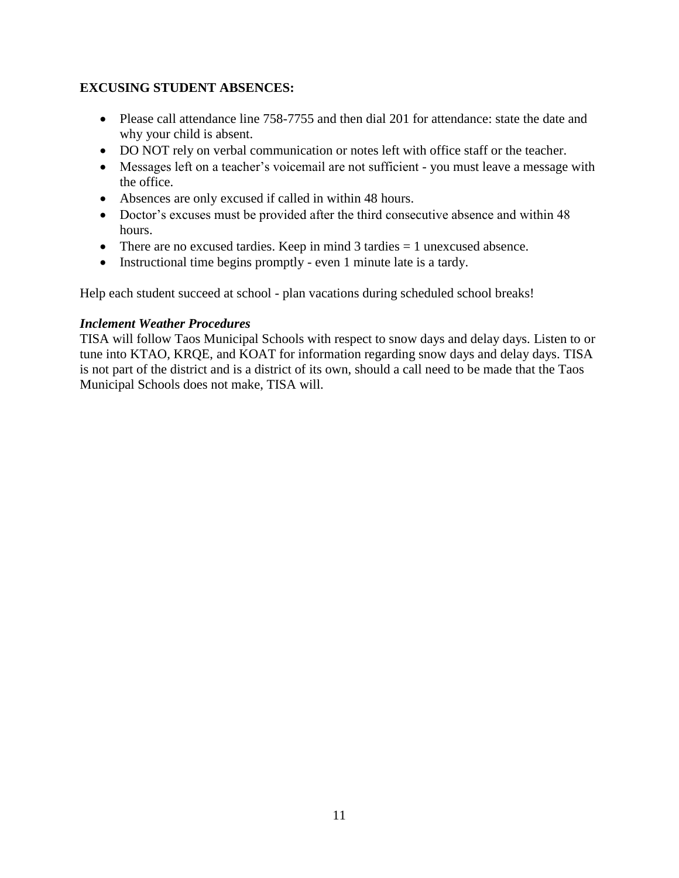**EXCUSING STUDENT ABSENCES:**

- Please call attendance line 758-7755 and then dial 201 for attendance: state the date and why your child is absent.
- DO NOT rely on verbal communication or notes left with office staff or the teacher.
- Messages left on a teacher's voicemail are not sufficient - you must leave a message with the office.
- Absences are only excused if called in within 48 hours.
- Doctor's excuses must be provided after the third consecutive absence and within 48 hours.
- There are no excused tardies. Keep in mind 3 tardies = 1 unexcused absence.
- Instructional time begins promptly - even 1 minute late is a tardy.

Help each student succeed at school - plan vacations during scheduled school breaks!

***Inclement Weather Procedures***

TISA will follow Taos Municipal Schools with respect to snow days and delay days. Listen to or tune into KTAO, KRQE, and KOAT for information regarding snow days and delay days. TISA is not part of the district and is a district of its own, should a call need to be made that the Taos Municipal Schools does not make, TISA will.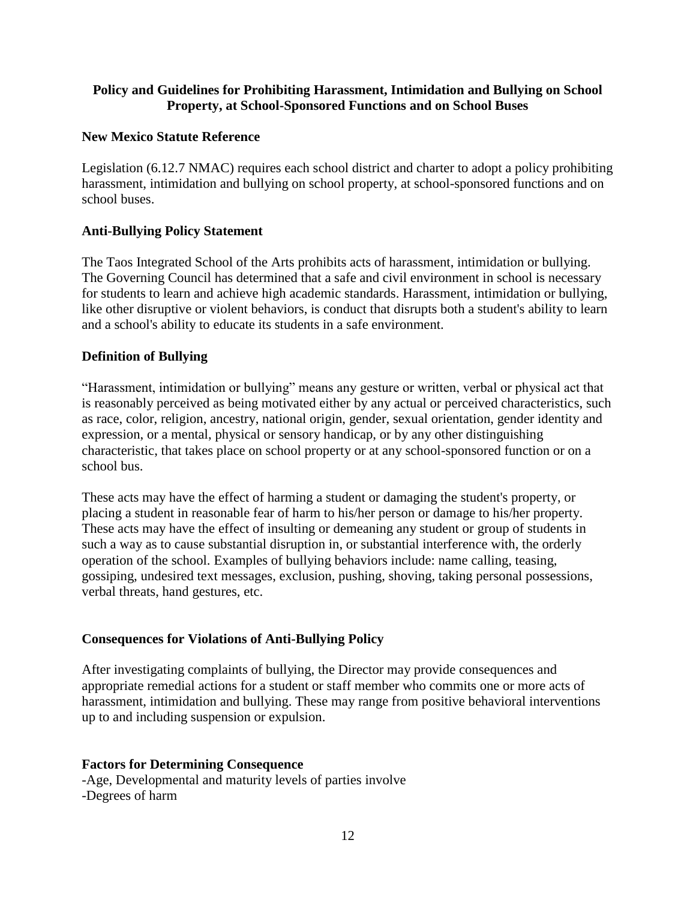## Policy and Guidelines for Prohibiting Harassment, Intimidation and Bullying on School Property, at School-Sponsored Functions and on School Buses

### New Mexico Statute Reference

Legislation (6.12.7 NMAC) requires each school district and charter to adopt a policy prohibiting harassment, intimidation and bullying on school property, at school-sponsored functions and on school buses.

### Anti-Bullying Policy Statement

The Taos Integrated School of the Arts prohibits acts of harassment, intimidation or bullying. The Governing Council has determined that a safe and civil environment in school is necessary for students to learn and achieve high academic standards. Harassment, intimidation or bullying, like other disruptive or violent behaviors, is conduct that disrupts both a student's ability to learn and a school's ability to educate its students in a safe environment.

### Definition of Bullying

"Harassment, intimidation or bullying" means any gesture or written, verbal or physical act that is reasonably perceived as being motivated either by any actual or perceived characteristics, such as race, color, religion, ancestry, national origin, gender, sexual orientation, gender identity and expression, or a mental, physical or sensory handicap, or by any other distinguishing characteristic, that takes place on school property or at any school-sponsored function or on a school bus.

These acts may have the effect of harming a student or damaging the student's property, or placing a student in reasonable fear of harm to his/her person or damage to his/her property. These acts may have the effect of insulting or demeaning any student or group of students in such a way as to cause substantial disruption in, or substantial interference with, the orderly operation of the school. Examples of bullying behaviors include: name calling, teasing, gossiping, undesired text messages, exclusion, pushing, shoving, taking personal possessions, verbal threats, hand gestures, etc.

### Consequences for Violations of Anti-Bullying Policy

After investigating complaints of bullying, the Director may provide consequences and appropriate remedial actions for a student or staff member who commits one or more acts of harassment, intimidation and bullying. These may range from positive behavioral interventions up to and including suspension or expulsion.

### Factors for Determining Consequence

-Age, Developmental and maturity levels of parties involve
-Degrees of harm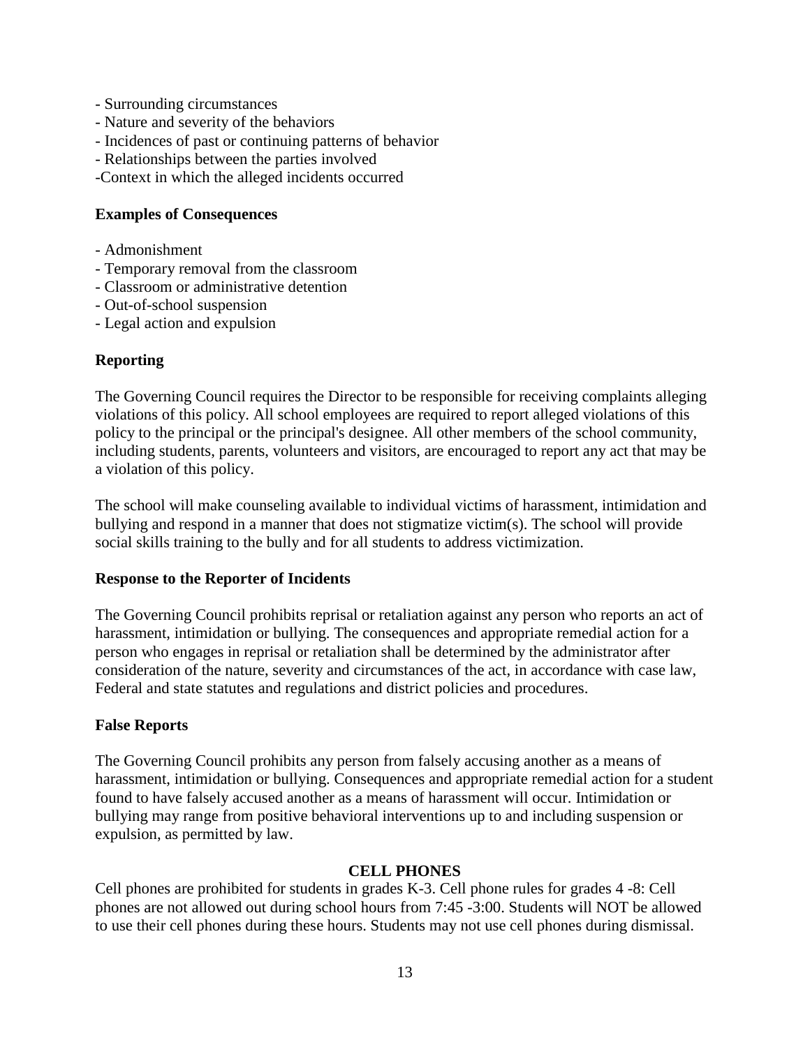- Surrounding circumstances
- Nature and severity of the behaviors
- Incidences of past or continuing patterns of behavior
- Relationships between the parties involved
-Context in which the alleged incidents occurred

**Examples of Consequences**

- Admonishment
- Temporary removal from the classroom
- Classroom or administrative detention
- Out-of-school suspension
- Legal action and expulsion

**Reporting**

The Governing Council requires the Director to be responsible for receiving complaints alleging violations of this policy. All school employees are required to report alleged violations of this policy to the principal or the principal's designee. All other members of the school community, including students, parents, volunteers and visitors, are encouraged to report any act that may be a violation of this policy.

The school will make counseling available to individual victims of harassment, intimidation and bullying and respond in a manner that does not stigmatize victim(s). The school will provide social skills training to the bully and for all students to address victimization.

**Response to the Reporter of Incidents**

The Governing Council prohibits reprisal or retaliation against any person who reports an act of harassment, intimidation or bullying. The consequences and appropriate remedial action for a person who engages in reprisal or retaliation shall be determined by the administrator after consideration of the nature, severity and circumstances of the act, in accordance with case law, Federal and state statutes and regulations and district policies and procedures.

**False Reports**

The Governing Council prohibits any person from falsely accusing another as a means of harassment, intimidation or bullying. Consequences and appropriate remedial action for a student found to have falsely accused another as a means of harassment will occur. Intimidation or bullying may range from positive behavioral interventions up to and including suspension or expulsion, as permitted by law.

**CELL PHONES**

Cell phones are prohibited for students in grades K-3. Cell phone rules for grades 4 -8: Cell phones are not allowed out during school hours from 7:45 -3:00. Students will NOT be allowed to use their cell phones during these hours. Students may not use cell phones during dismissal.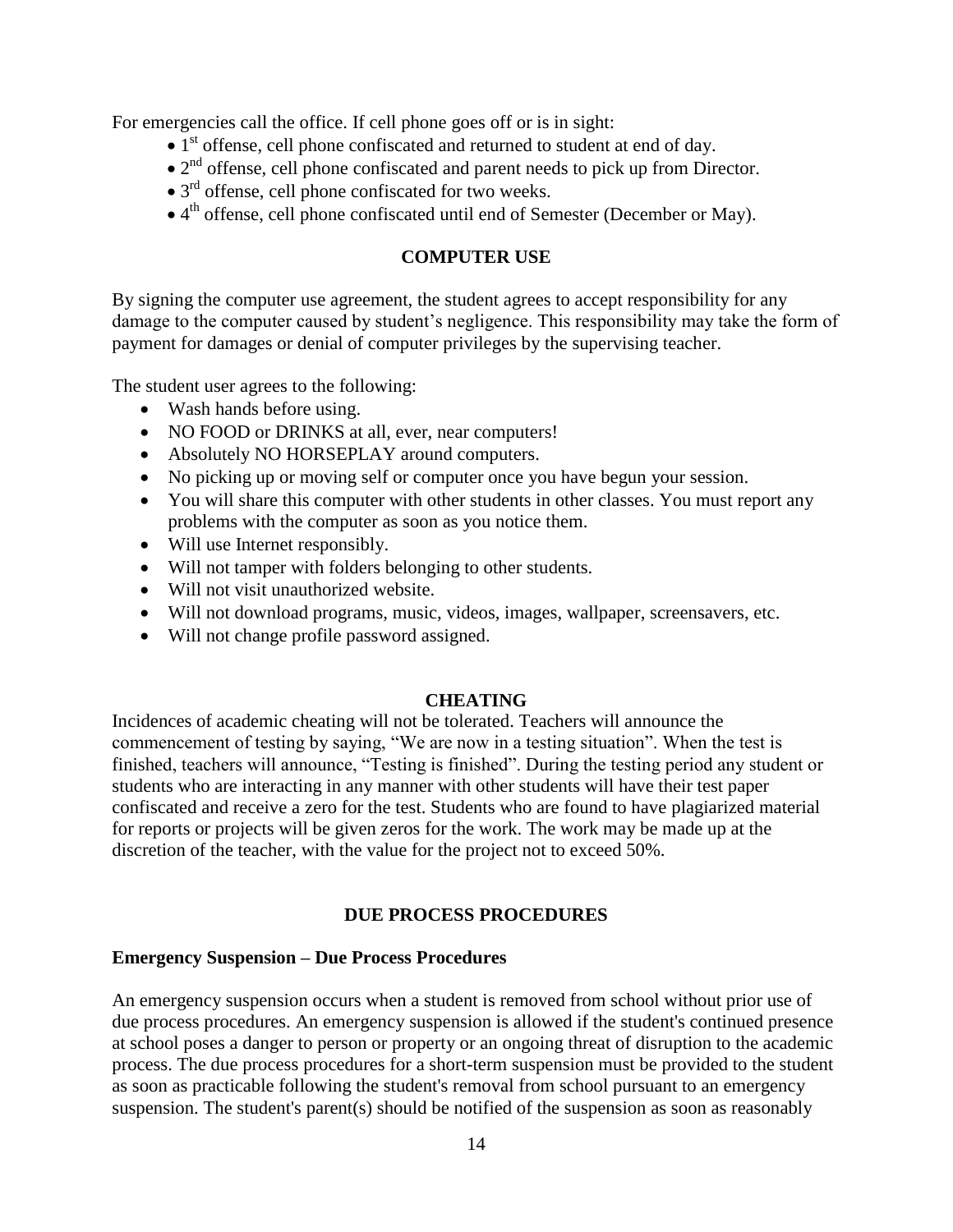For emergencies call the office. If cell phone goes off or is in sight:

- 1st offense, cell phone confiscated and returned to student at end of day.
- 2nd offense, cell phone confiscated and parent needs to pick up from Director.
- 3rd offense, cell phone confiscated for two weeks.
- 4th offense, cell phone confiscated until end of Semester (December or May).

## COMPUTER USE

By signing the computer use agreement, the student agrees to accept responsibility for any damage to the computer caused by student's negligence. This responsibility may take the form of payment for damages or denial of computer privileges by the supervising teacher.

The student user agrees to the following:

- Wash hands before using.
- NO FOOD or DRINKS at all, ever, near computers!
- Absolutely NO HORSEPLAY around computers.
- No picking up or moving self or computer once you have begun your session.
- You will share this computer with other students in other classes. You must report any problems with the computer as soon as you notice them.
- Will use Internet responsibly.
- Will not tamper with folders belonging to other students.
- Will not visit unauthorized website.
- Will not download programs, music, videos, images, wallpaper, screensavers, etc.
- Will not change profile password assigned.

## CHEATING

Incidences of academic cheating will not be tolerated. Teachers will announce the commencement of testing by saying, "We are now in a testing situation". When the test is finished, teachers will announce, "Testing is finished". During the testing period any student or students who are interacting in any manner with other students will have their test paper confiscated and receive a zero for the test. Students who are found to have plagiarized material for reports or projects will be given zeros for the work. The work may be made up at the discretion of the teacher, with the value for the project not to exceed 50%.

## DUE PROCESS PROCEDURES

**Emergency Suspension – Due Process Procedures**

An emergency suspension occurs when a student is removed from school without prior use of due process procedures. An emergency suspension is allowed if the student's continued presence at school poses a danger to person or property or an ongoing threat of disruption to the academic process. The due process procedures for a short-term suspension must be provided to the student as soon as practicable following the student's removal from school pursuant to an emergency suspension. The student's parent(s) should be notified of the suspension as soon as reasonably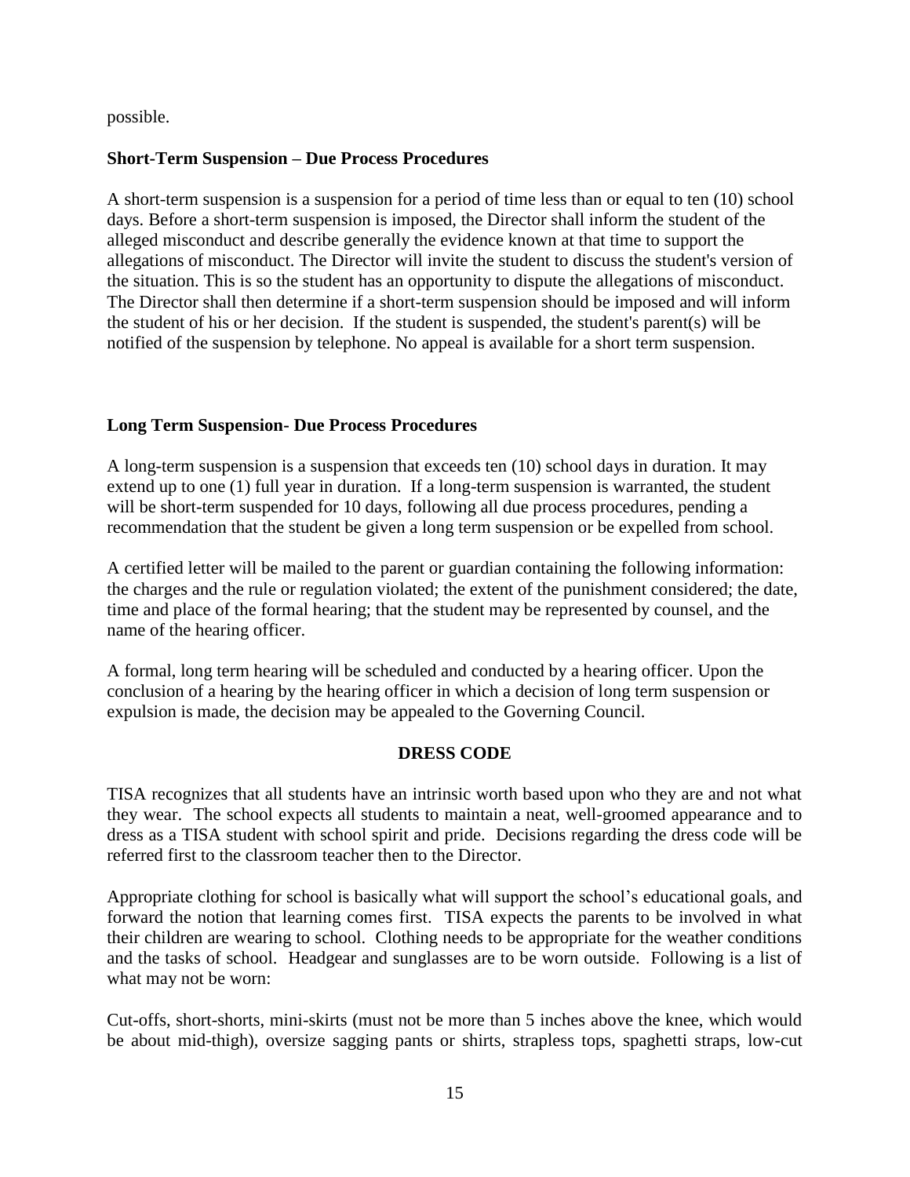possible.

**Short-Term Suspension – Due Process Procedures**

A short-term suspension is a suspension for a period of time less than or equal to ten (10) school days. Before a short-term suspension is imposed, the Director shall inform the student of the alleged misconduct and describe generally the evidence known at that time to support the allegations of misconduct. The Director will invite the student to discuss the student's version of the situation. This is so the student has an opportunity to dispute the allegations of misconduct. The Director shall then determine if a short-term suspension should be imposed and will inform the student of his or her decision. If the student is suspended, the student's parent(s) will be notified of the suspension by telephone. No appeal is available for a short term suspension.

**Long Term Suspension- Due Process Procedures**

A long-term suspension is a suspension that exceeds ten (10) school days in duration. It may extend up to one (1) full year in duration. If a long-term suspension is warranted, the student will be short-term suspended for 10 days, following all due process procedures, pending a recommendation that the student be given a long term suspension or be expelled from school.

A certified letter will be mailed to the parent or guardian containing the following information: the charges and the rule or regulation violated; the extent of the punishment considered; the date, time and place of the formal hearing; that the student may be represented by counsel, and the name of the hearing officer.

A formal, long term hearing will be scheduled and conducted by a hearing officer. Upon the conclusion of a hearing by the hearing officer in which a decision of long term suspension or expulsion is made, the decision may be appealed to the Governing Council.

## DRESS CODE

TISA recognizes that all students have an intrinsic worth based upon who they are and not what they wear. The school expects all students to maintain a neat, well-groomed appearance and to dress as a TISA student with school spirit and pride. Decisions regarding the dress code will be referred first to the classroom teacher then to the Director.

Appropriate clothing for school is basically what will support the school's educational goals, and forward the notion that learning comes first. TISA expects the parents to be involved in what their children are wearing to school. Clothing needs to be appropriate for the weather conditions and the tasks of school. Headgear and sunglasses are to be worn outside. Following is a list of what may not be worn:

Cut-offs, short-shorts, mini-skirts (must not be more than 5 inches above the knee, which would be about mid-thigh), oversize sagging pants or shirts, strapless tops, spaghetti straps, low-cut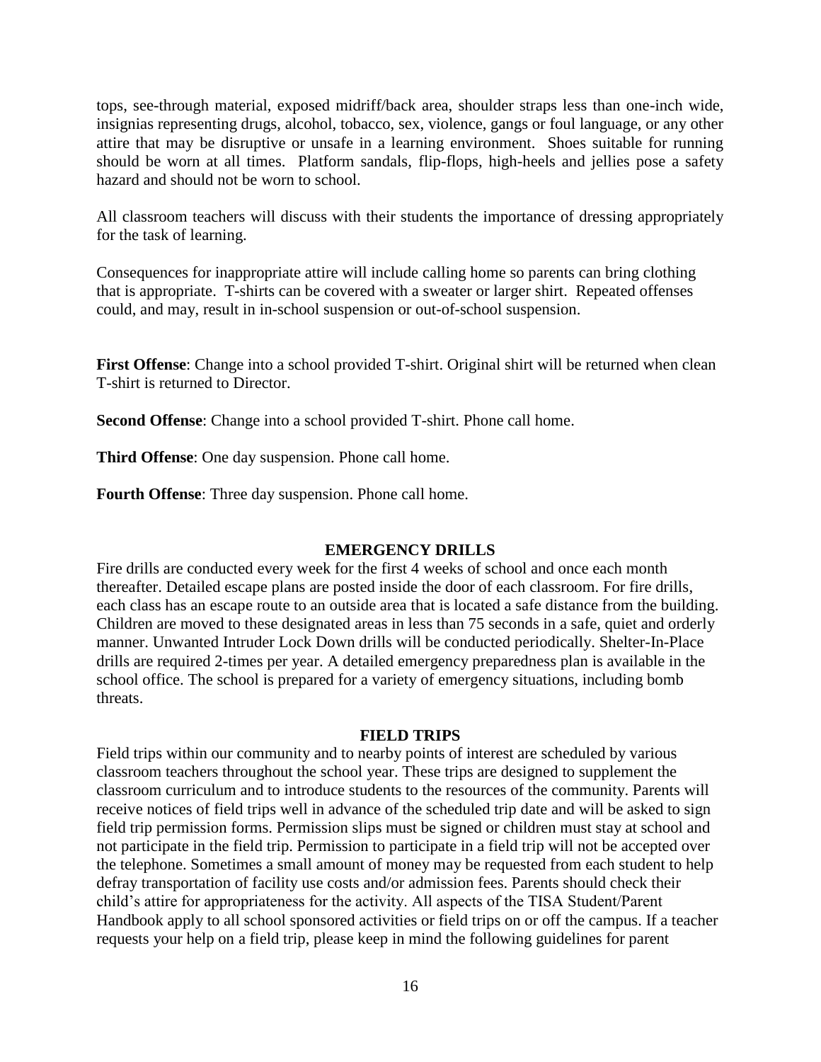tops, see-through material, exposed midriff/back area, shoulder straps less than one-inch wide, insignias representing drugs, alcohol, tobacco, sex, violence, gangs or foul language, or any other attire that may be disruptive or unsafe in a learning environment. Shoes suitable for running should be worn at all times. Platform sandals, flip-flops, high-heels and jellies pose a safety hazard and should not be worn to school.

All classroom teachers will discuss with their students the importance of dressing appropriately for the task of learning.

Consequences for inappropriate attire will include calling home so parents can bring clothing that is appropriate. T-shirts can be covered with a sweater or larger shirt. Repeated offenses could, and may, result in in-school suspension or out-of-school suspension.

**First Offense**: Change into a school provided T-shirt. Original shirt will be returned when clean T-shirt is returned to Director.

**Second Offense**: Change into a school provided T-shirt. Phone call home.

**Third Offense**: One day suspension. Phone call home.

**Fourth Offense**: Three day suspension. Phone call home.

## EMERGENCY DRILLS

Fire drills are conducted every week for the first 4 weeks of school and once each month thereafter. Detailed escape plans are posted inside the door of each classroom. For fire drills, each class has an escape route to an outside area that is located a safe distance from the building. Children are moved to these designated areas in less than 75 seconds in a safe, quiet and orderly manner. Unwanted Intruder Lock Down drills will be conducted periodically. Shelter-In-Place drills are required 2-times per year. A detailed emergency preparedness plan is available in the school office. The school is prepared for a variety of emergency situations, including bomb threats.

## FIELD TRIPS

Field trips within our community and to nearby points of interest are scheduled by various classroom teachers throughout the school year. These trips are designed to supplement the classroom curriculum and to introduce students to the resources of the community. Parents will receive notices of field trips well in advance of the scheduled trip date and will be asked to sign field trip permission forms. Permission slips must be signed or children must stay at school and not participate in the field trip. Permission to participate in a field trip will not be accepted over the telephone. Sometimes a small amount of money may be requested from each student to help defray transportation of facility use costs and/or admission fees. Parents should check their child's attire for appropriateness for the activity. All aspects of the TISA Student/Parent Handbook apply to all school sponsored activities or field trips on or off the campus. If a teacher requests your help on a field trip, please keep in mind the following guidelines for parent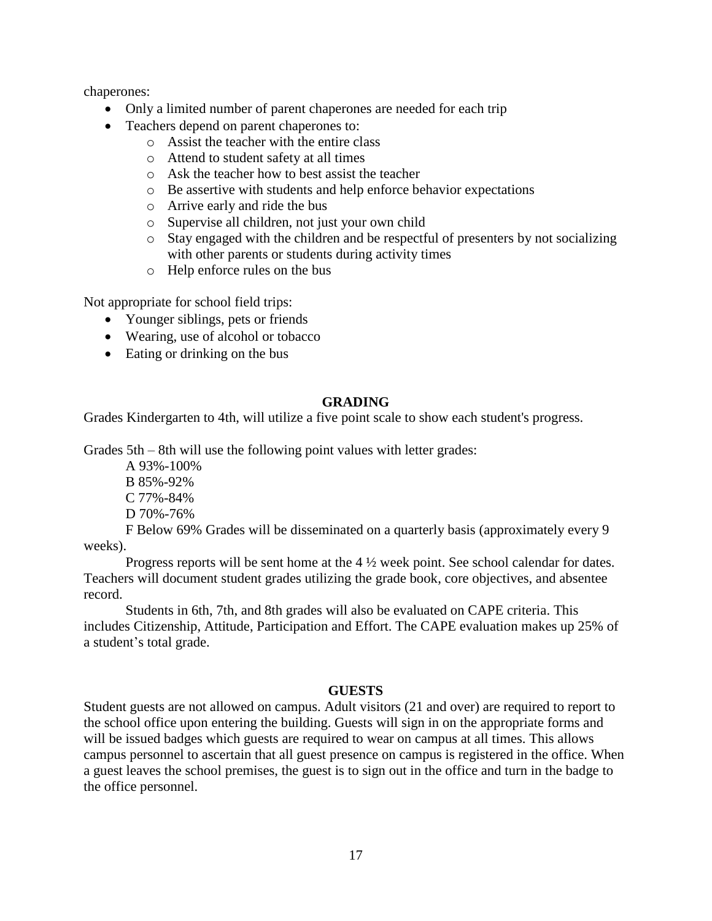chaperones:

- Only a limited number of parent chaperones are needed for each trip
- Teachers depend on parent chaperones to:
    - Assist the teacher with the entire class
    - Attend to student safety at all times
    - Ask the teacher how to best assist the teacher
    - Be assertive with students and help enforce behavior expectations
    - Arrive early and ride the bus
    - Supervise all children, not just your own child
    - Stay engaged with the children and be respectful of presenters by not socializing with other parents or students during activity times
    - Help enforce rules on the bus

Not appropriate for school field trips:

- Younger siblings, pets or friends
- Wearing, use of alcohol or tobacco
- Eating or drinking on the bus

## GRADING

Grades Kindergarten to 4th, will utilize a five point scale to show each student's progress.

Grades 5th – 8th will use the following point values with letter grades:

A 93%-100%
B 85%-92%
C 77%-84%
D 70%-76%
F Below 69% Grades will be disseminated on a quarterly basis (approximately every 9 weeks).

Progress reports will be sent home at the 4 ½ week point. See school calendar for dates. Teachers will document student grades utilizing the grade book, core objectives, and absentee record.

Students in 6th, 7th, and 8th grades will also be evaluated on CAPE criteria. This includes Citizenship, Attitude, Participation and Effort. The CAPE evaluation makes up 25% of a student's total grade.

## GUESTS

Student guests are not allowed on campus. Adult visitors (21 and over) are required to report to the school office upon entering the building. Guests will sign in on the appropriate forms and will be issued badges which guests are required to wear on campus at all times. This allows campus personnel to ascertain that all guest presence on campus is registered in the office. When a guest leaves the school premises, the guest is to sign out in the office and turn in the badge to the office personnel.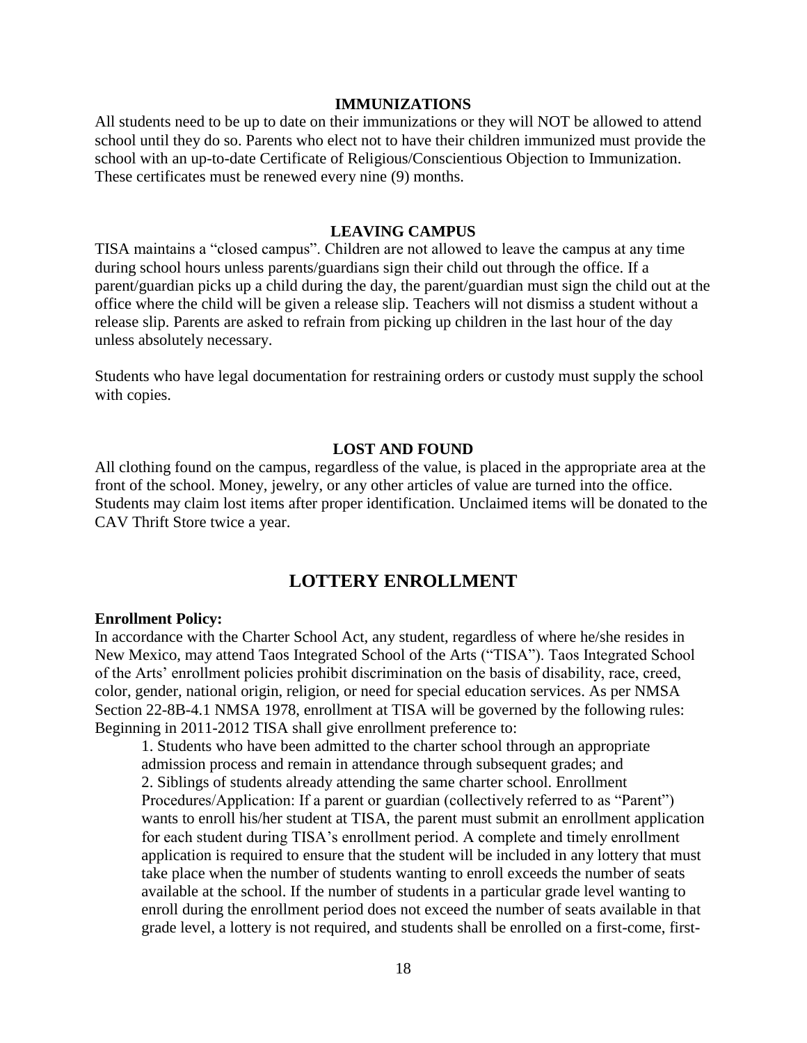### IMMUNIZATIONS

All students need to be up to date on their immunizations or they will NOT be allowed to attend school until they do so. Parents who elect not to have their children immunized must provide the school with an up-to-date Certificate of Religious/Conscientious Objection to Immunization. These certificates must be renewed every nine (9) months.

### LEAVING CAMPUS

TISA maintains a "closed campus". Children are not allowed to leave the campus at any time during school hours unless parents/guardians sign their child out through the office. If a parent/guardian picks up a child during the day, the parent/guardian must sign the child out at the office where the child will be given a release slip. Teachers will not dismiss a student without a release slip. Parents are asked to refrain from picking up children in the last hour of the day unless absolutely necessary.

Students who have legal documentation for restraining orders or custody must supply the school with copies.

### LOST AND FOUND

All clothing found on the campus, regardless of the value, is placed in the appropriate area at the front of the school. Money, jewelry, or any other articles of value are turned into the office. Students may claim lost items after proper identification. Unclaimed items will be donated to the CAV Thrift Store twice a year.

## LOTTERY ENROLLMENT

**Enrollment Policy:**

In accordance with the Charter School Act, any student, regardless of where he/she resides in New Mexico, may attend Taos Integrated School of the Arts ("TISA"). Taos Integrated School of the Arts' enrollment policies prohibit discrimination on the basis of disability, race, creed, color, gender, national origin, religion, or need for special education services. As per NMSA Section 22-8B-4.1 NMSA 1978, enrollment at TISA will be governed by the following rules: Beginning in 2011-2012 TISA shall give enrollment preference to:

1. Students who have been admitted to the charter school through an appropriate admission process and remain in attendance through subsequent grades; and
2. Siblings of students already attending the same charter school. Enrollment Procedures/Application: If a parent or guardian (collectively referred to as "Parent") wants to enroll his/her student at TISA, the parent must submit an enrollment application for each student during TISA's enrollment period. A complete and timely enrollment application is required to ensure that the student will be included in any lottery that must take place when the number of students wanting to enroll exceeds the number of seats available at the school. If the number of students in a particular grade level wanting to enroll during the enrollment period does not exceed the number of seats available in that grade level, a lottery is not required, and students shall be enrolled on a first-come, first-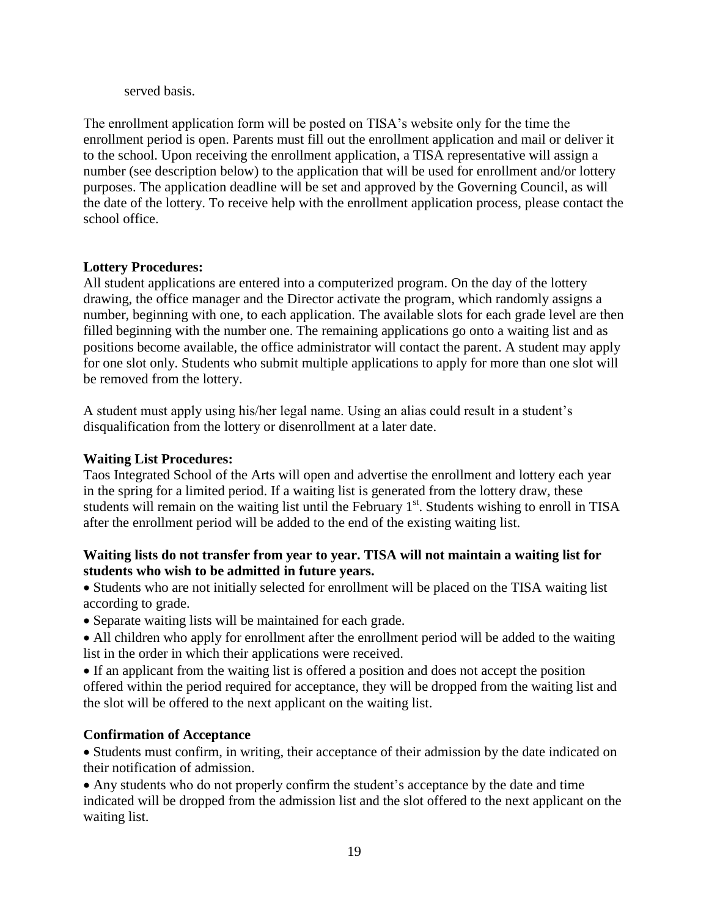served basis.

The enrollment application form will be posted on TISA's website only for the time the enrollment period is open. Parents must fill out the enrollment application and mail or deliver it to the school. Upon receiving the enrollment application, a TISA representative will assign a number (see description below) to the application that will be used for enrollment and/or lottery purposes. The application deadline will be set and approved by the Governing Council, as will the date of the lottery. To receive help with the enrollment application process, please contact the school office.

**Lottery Procedures:**
All student applications are entered into a computerized program. On the day of the lottery drawing, the office manager and the Director activate the program, which randomly assigns a number, beginning with one, to each application. The available slots for each grade level are then filled beginning with the number one. The remaining applications go onto a waiting list and as positions become available, the office administrator will contact the parent. A student may apply for one slot only. Students who submit multiple applications to apply for more than one slot will be removed from the lottery.

A student must apply using his/her legal name. Using an alias could result in a student's disqualification from the lottery or disenrollment at a later date.

**Waiting List Procedures:**
Taos Integrated School of the Arts will open and advertise the enrollment and lottery each year in the spring for a limited period. If a waiting list is generated from the lottery draw, these students will remain on the waiting list until the February 1st. Students wishing to enroll in TISA after the enrollment period will be added to the end of the existing waiting list.

**Waiting lists do not transfer from year to year. TISA will not maintain a waiting list for students who wish to be admitted in future years.**

- Students who are not initially selected for enrollment will be placed on the TISA waiting list according to grade.
- Separate waiting lists will be maintained for each grade.
- All children who apply for enrollment after the enrollment period will be added to the waiting list in the order in which their applications were received.
- If an applicant from the waiting list is offered a position and does not accept the position offered within the period required for acceptance, they will be dropped from the waiting list and the slot will be offered to the next applicant on the waiting list.

**Confirmation of Acceptance**

- Students must confirm, in writing, their acceptance of their admission by the date indicated on their notification of admission.
- Any students who do not properly confirm the student's acceptance by the date and time indicated will be dropped from the admission list and the slot offered to the next applicant on the waiting list.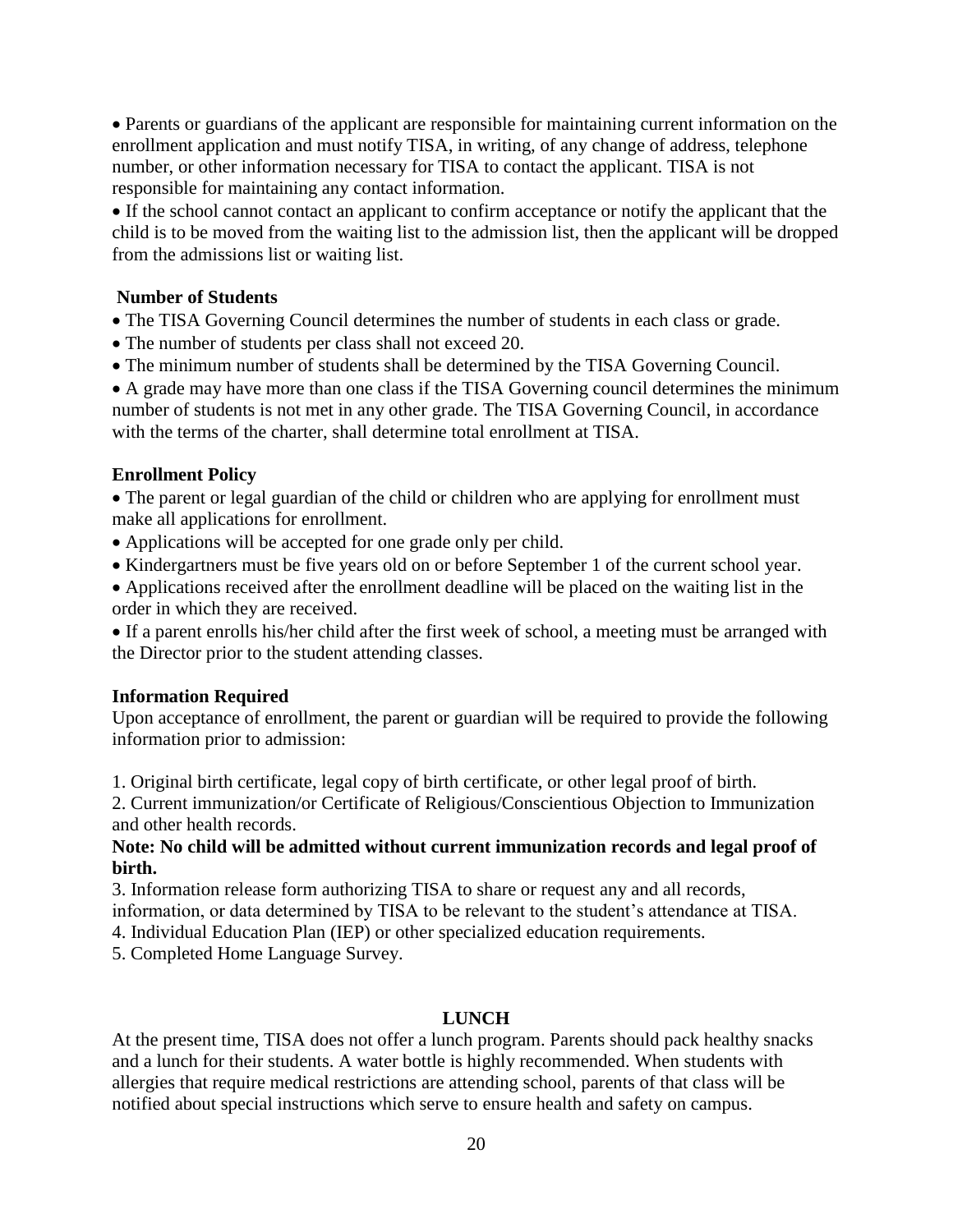- Parents or guardians of the applicant are responsible for maintaining current information on the enrollment application and must notify TISA, in writing, of any change of address, telephone number, or other information necessary for TISA to contact the applicant. TISA is not responsible for maintaining any contact information.
- If the school cannot contact an applicant to confirm acceptance or notify the applicant that the child is to be moved from the waiting list to the admission list, then the applicant will be dropped from the admissions list or waiting list.

**Number of Students**

- The TISA Governing Council determines the number of students in each class or grade.
- The number of students per class shall not exceed 20.
- The minimum number of students shall be determined by the TISA Governing Council.
- A grade may have more than one class if the TISA Governing council determines the minimum number of students is not met in any other grade. The TISA Governing Council, in accordance with the terms of the charter, shall determine total enrollment at TISA.

**Enrollment Policy**

- The parent or legal guardian of the child or children who are applying for enrollment must make all applications for enrollment.
- Applications will be accepted for one grade only per child.
- Kindergartners must be five years old on or before September 1 of the current school year.
- Applications received after the enrollment deadline will be placed on the waiting list in the order in which they are received.
- If a parent enrolls his/her child after the first week of school, a meeting must be arranged with the Director prior to the student attending classes.

**Information Required**

Upon acceptance of enrollment, the parent or guardian will be required to provide the following information prior to admission:

1. Original birth certificate, legal copy of birth certificate, or other legal proof of birth.
2. Current immunization/or Certificate of Religious/Conscientious Objection to Immunization and other health records.

**Note: No child will be admitted without current immunization records and legal proof of birth.**

3. Information release form authorizing TISA to share or request any and all records, information, or data determined by TISA to be relevant to the student's attendance at TISA.
4. Individual Education Plan (IEP) or other specialized education requirements.
5. Completed Home Language Survey.

## LUNCH

At the present time, TISA does not offer a lunch program. Parents should pack healthy snacks and a lunch for their students. A water bottle is highly recommended. When students with allergies that require medical restrictions are attending school, parents of that class will be notified about special instructions which serve to ensure health and safety on campus.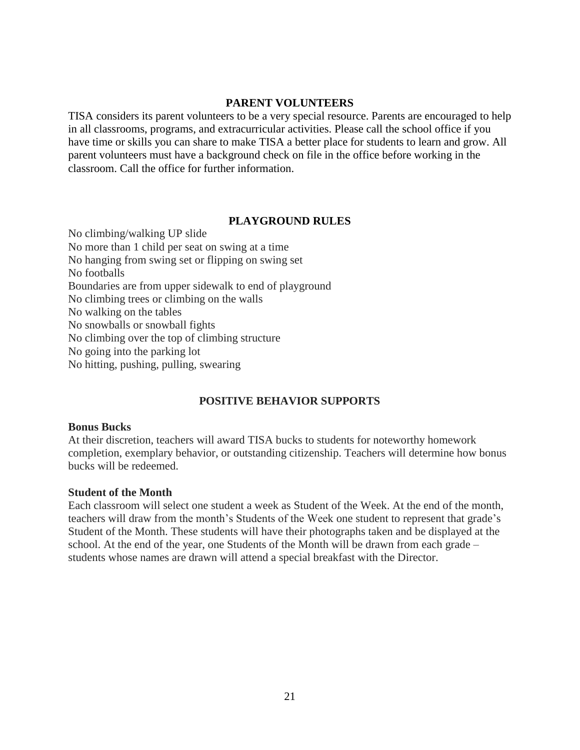## PARENT VOLUNTEERS

TISA considers its parent volunteers to be a very special resource. Parents are encouraged to help in all classrooms, programs, and extracurricular activities. Please call the school office if you have time or skills you can share to make TISA a better place for students to learn and grow. All parent volunteers must have a background check on file in the office before working in the classroom. Call the office for further information.

## PLAYGROUND RULES

No climbing/walking UP slide
No more than 1 child per seat on swing at a time
No hanging from swing set or flipping on swing set
No footballs
Boundaries are from upper sidewalk to end of playground
No climbing trees or climbing on the walls
No walking on the tables
No snowballs or snowball fights
No climbing over the top of climbing structure
No going into the parking lot
No hitting, pushing, pulling, swearing

## POSITIVE BEHAVIOR SUPPORTS

**Bonus Bucks**

At their discretion, teachers will award TISA bucks to students for noteworthy homework completion, exemplary behavior, or outstanding citizenship. Teachers will determine how bonus bucks will be redeemed.

**Student of the Month**

Each classroom will select one student a week as Student of the Week. At the end of the month, teachers will draw from the month's Students of the Week one student to represent that grade's Student of the Month. These students will have their photographs taken and be displayed at the school. At the end of the year, one Students of the Month will be drawn from each grade – students whose names are drawn will attend a special breakfast with the Director.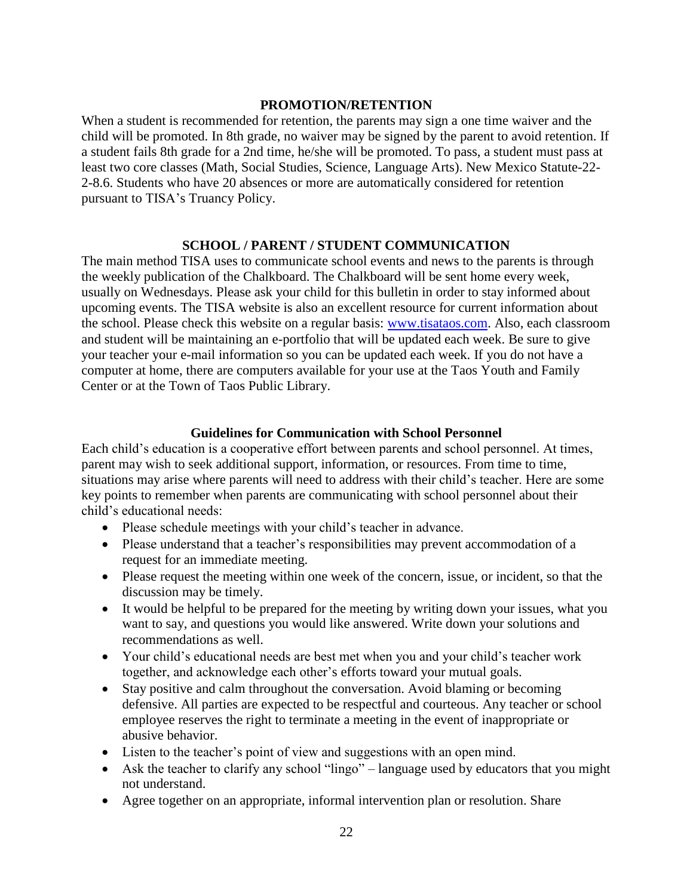## PROMOTION/RETENTION

When a student is recommended for retention, the parents may sign a one time waiver and the child will be promoted. In 8th grade, no waiver may be signed by the parent to avoid retention. If a student fails 8th grade for a 2nd time, he/she will be promoted. To pass, a student must pass at least two core classes (Math, Social Studies, Science, Language Arts). New Mexico Statute-22-2-8.6. Students who have 20 absences or more are automatically considered for retention pursuant to TISA's Truancy Policy.

## SCHOOL / PARENT / STUDENT COMMUNICATION

The main method TISA uses to communicate school events and news to the parents is through the weekly publication of the Chalkboard. The Chalkboard will be sent home every week, usually on Wednesdays. Please ask your child for this bulletin in order to stay informed about upcoming events. The TISA website is also an excellent resource for current information about the school. Please check this website on a regular basis: [www.tisataos.com](www.tisataos.com). Also, each classroom and student will be maintaining an e-portfolio that will be updated each week. Be sure to give your teacher your e-mail information so you can be updated each week. If you do not have a computer at home, there are computers available for your use at the Taos Youth and Family Center or at the Town of Taos Public Library.

### Guidelines for Communication with School Personnel

Each child's education is a cooperative effort between parents and school personnel. At times, parent may wish to seek additional support, information, or resources. From time to time, situations may arise where parents will need to address with their child's teacher. Here are some key points to remember when parents are communicating with school personnel about their child's educational needs:

- Please schedule meetings with your child's teacher in advance.
- Please understand that a teacher's responsibilities may prevent accommodation of a request for an immediate meeting.
- Please request the meeting within one week of the concern, issue, or incident, so that the discussion may be timely.
- It would be helpful to be prepared for the meeting by writing down your issues, what you want to say, and questions you would like answered. Write down your solutions and recommendations as well.
- Your child's educational needs are best met when you and your child's teacher work together, and acknowledge each other's efforts toward your mutual goals.
- Stay positive and calm throughout the conversation. Avoid blaming or becoming defensive. All parties are expected to be respectful and courteous. Any teacher or school employee reserves the right to terminate a meeting in the event of inappropriate or abusive behavior.
- Listen to the teacher's point of view and suggestions with an open mind.
- Ask the teacher to clarify any school "lingo" – language used by educators that you might not understand.
- Agree together on an appropriate, informal intervention plan or resolution. Share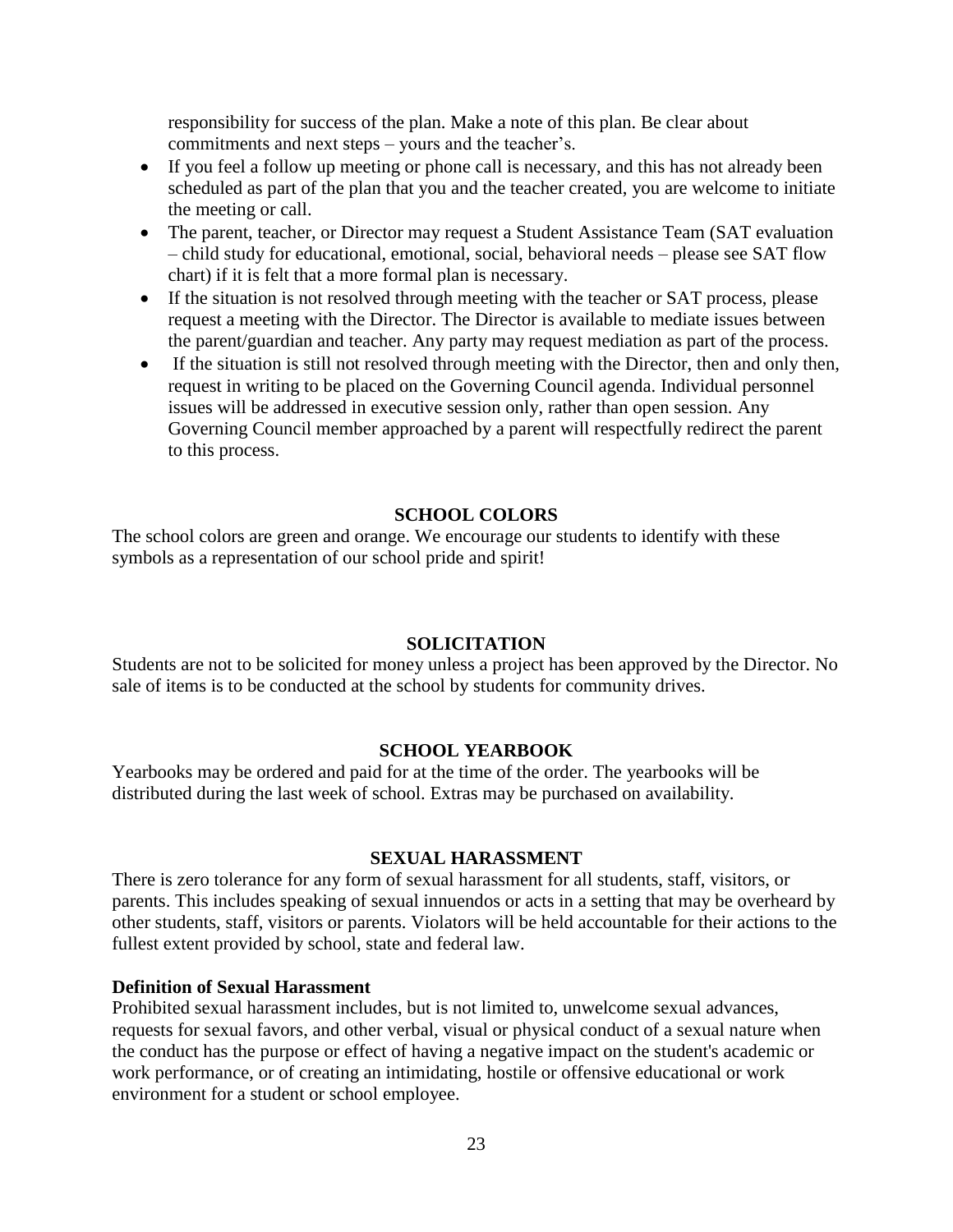responsibility for success of the plan. Make a note of this plan. Be clear about commitments and next steps – yours and the teacher's.

- If you feel a follow up meeting or phone call is necessary, and this has not already been scheduled as part of the plan that you and the teacher created, you are welcome to initiate the meeting or call.
- The parent, teacher, or Director may request a Student Assistance Team (SAT evaluation – child study for educational, emotional, social, behavioral needs – please see SAT flow chart) if it is felt that a more formal plan is necessary.
- If the situation is not resolved through meeting with the teacher or SAT process, please request a meeting with the Director. The Director is available to mediate issues between the parent/guardian and teacher. Any party may request mediation as part of the process.
- If the situation is still not resolved through meeting with the Director, then and only then, request in writing to be placed on the Governing Council agenda. Individual personnel issues will be addressed in executive session only, rather than open session. Any Governing Council member approached by a parent will respectfully redirect the parent to this process.

## SCHOOL COLORS

The school colors are green and orange. We encourage our students to identify with these symbols as a representation of our school pride and spirit!

## SOLICITATION

Students are not to be solicited for money unless a project has been approved by the Director. No sale of items is to be conducted at the school by students for community drives.

## SCHOOL YEARBOOK

Yearbooks may be ordered and paid for at the time of the order. The yearbooks will be distributed during the last week of school. Extras may be purchased on availability.

## SEXUAL HARASSMENT

There is zero tolerance for any form of sexual harassment for all students, staff, visitors, or parents. This includes speaking of sexual innuendos or acts in a setting that may be overheard by other students, staff, visitors or parents. Violators will be held accountable for their actions to the fullest extent provided by school, state and federal law.

### Definition of Sexual Harassment

Prohibited sexual harassment includes, but is not limited to, unwelcome sexual advances, requests for sexual favors, and other verbal, visual or physical conduct of a sexual nature when the conduct has the purpose or effect of having a negative impact on the student's academic or work performance, or of creating an intimidating, hostile or offensive educational or work environment for a student or school employee.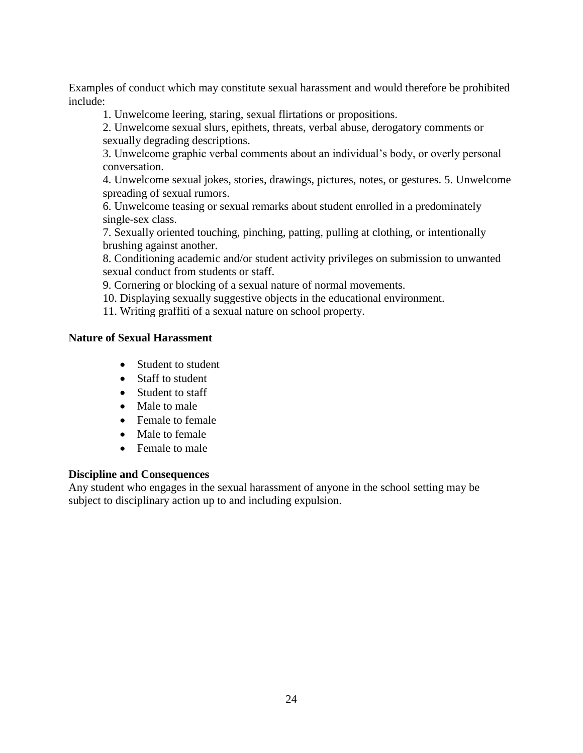Examples of conduct which may constitute sexual harassment and would therefore be prohibited include:

1. Unwelcome leering, staring, sexual flirtations or propositions.
2. Unwelcome sexual slurs, epithets, threats, verbal abuse, derogatory comments or sexually degrading descriptions.
3. Unwelcome graphic verbal comments about an individual's body, or overly personal conversation.
4. Unwelcome sexual jokes, stories, drawings, pictures, notes, or gestures. 5. Unwelcome spreading of sexual rumors.
6. Unwelcome teasing or sexual remarks about student enrolled in a predominately single-sex class.
7. Sexually oriented touching, pinching, patting, pulling at clothing, or intentionally brushing against another.
8. Conditioning academic and/or student activity privileges on submission to unwanted sexual conduct from students or staff.
9. Cornering or blocking of a sexual nature of normal movements.
10. Displaying sexually suggestive objects in the educational environment.
11. Writing graffiti of a sexual nature on school property.

**Nature of Sexual Harassment**

- Student to student
- Staff to student
- Student to staff
- Male to male
- Female to female
- Male to female
- Female to male

**Discipline and Consequences**

Any student who engages in the sexual harassment of anyone in the school setting may be subject to disciplinary action up to and including expulsion.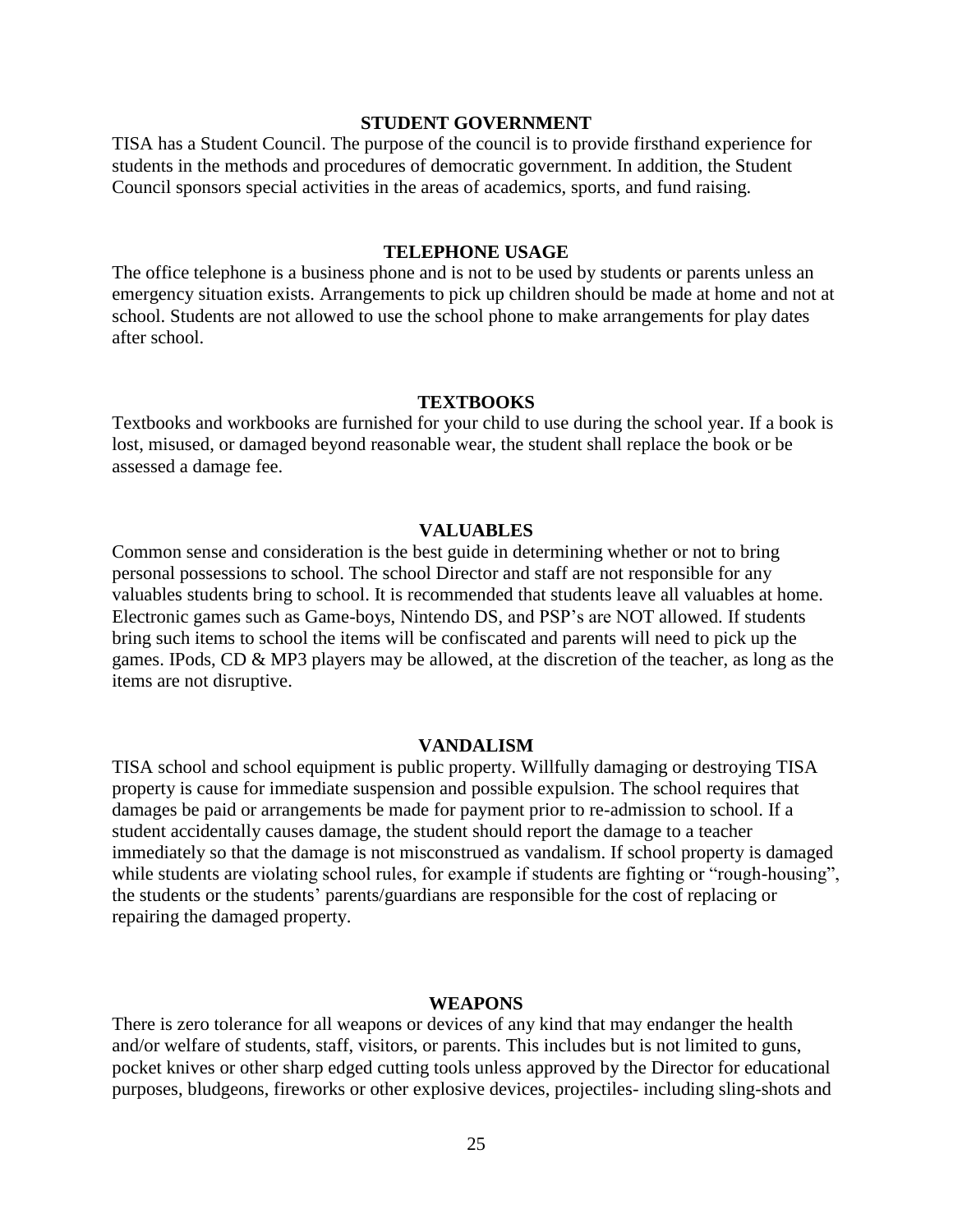## STUDENT GOVERNMENT

TISA has a Student Council. The purpose of the council is to provide firsthand experience for students in the methods and procedures of democratic government. In addition, the Student Council sponsors special activities in the areas of academics, sports, and fund raising.

## TELEPHONE USAGE

The office telephone is a business phone and is not to be used by students or parents unless an emergency situation exists. Arrangements to pick up children should be made at home and not at school. Students are not allowed to use the school phone to make arrangements for play dates after school.

## TEXTBOOKS

Textbooks and workbooks are furnished for your child to use during the school year. If a book is lost, misused, or damaged beyond reasonable wear, the student shall replace the book or be assessed a damage fee.

## VALUABLES

Common sense and consideration is the best guide in determining whether or not to bring personal possessions to school. The school Director and staff are not responsible for any valuables students bring to school. It is recommended that students leave all valuables at home. Electronic games such as Game-boys, Nintendo DS, and PSP's are NOT allowed. If students bring such items to school the items will be confiscated and parents will need to pick up the games. IPods, CD & MP3 players may be allowed, at the discretion of the teacher, as long as the items are not disruptive.

## VANDALISM

TISA school and school equipment is public property. Willfully damaging or destroying TISA property is cause for immediate suspension and possible expulsion. The school requires that damages be paid or arrangements be made for payment prior to re-admission to school. If a student accidentally causes damage, the student should report the damage to a teacher immediately so that the damage is not misconstrued as vandalism. If school property is damaged while students are violating school rules, for example if students are fighting or "rough-housing", the students or the students' parents/guardians are responsible for the cost of replacing or repairing the damaged property.

## WEAPONS

There is zero tolerance for all weapons or devices of any kind that may endanger the health and/or welfare of students, staff, visitors, or parents. This includes but is not limited to guns, pocket knives or other sharp edged cutting tools unless approved by the Director for educational purposes, bludgeons, fireworks or other explosive devices, projectiles- including sling-shots and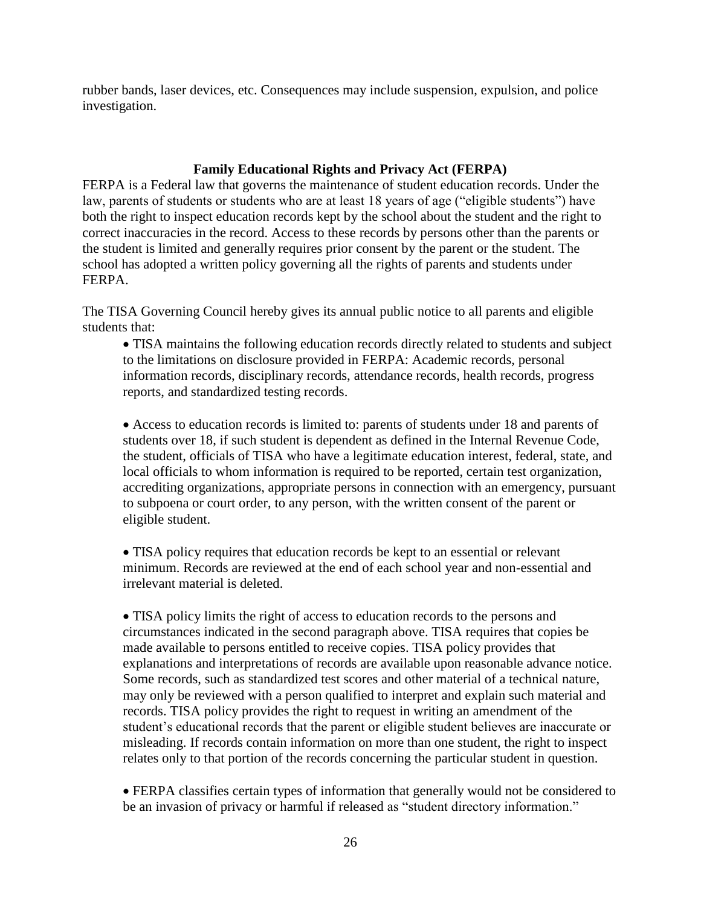rubber bands, laser devices, etc. Consequences may include suspension, expulsion, and police investigation.

## Family Educational Rights and Privacy Act (FERPA)

FERPA is a Federal law that governs the maintenance of student education records. Under the law, parents of students or students who are at least 18 years of age ("eligible students") have both the right to inspect education records kept by the school about the student and the right to correct inaccuracies in the record. Access to these records by persons other than the parents or the student is limited and generally requires prior consent by the parent or the student. The school has adopted a written policy governing all the rights of parents and students under FERPA.

The TISA Governing Council hereby gives its annual public notice to all parents and eligible students that:

- TISA maintains the following education records directly related to students and subject to the limitations on disclosure provided in FERPA: Academic records, personal information records, disciplinary records, attendance records, health records, progress reports, and standardized testing records.

- Access to education records is limited to: parents of students under 18 and parents of students over 18, if such student is dependent as defined in the Internal Revenue Code, the student, officials of TISA who have a legitimate education interest, federal, state, and local officials to whom information is required to be reported, certain test organization, accrediting organizations, appropriate persons in connection with an emergency, pursuant to subpoena or court order, to any person, with the written consent of the parent or eligible student.

- TISA policy requires that education records be kept to an essential or relevant minimum. Records are reviewed at the end of each school year and non-essential and irrelevant material is deleted.

- TISA policy limits the right of access to education records to the persons and circumstances indicated in the second paragraph above. TISA requires that copies be made available to persons entitled to receive copies. TISA policy provides that explanations and interpretations of records are available upon reasonable advance notice. Some records, such as standardized test scores and other material of a technical nature, may only be reviewed with a person qualified to interpret and explain such material and records. TISA policy provides the right to request in writing an amendment of the student's educational records that the parent or eligible student believes are inaccurate or misleading. If records contain information on more than one student, the right to inspect relates only to that portion of the records concerning the particular student in question.

- FERPA classifies certain types of information that generally would not be considered to be an invasion of privacy or harmful if released as "student directory information."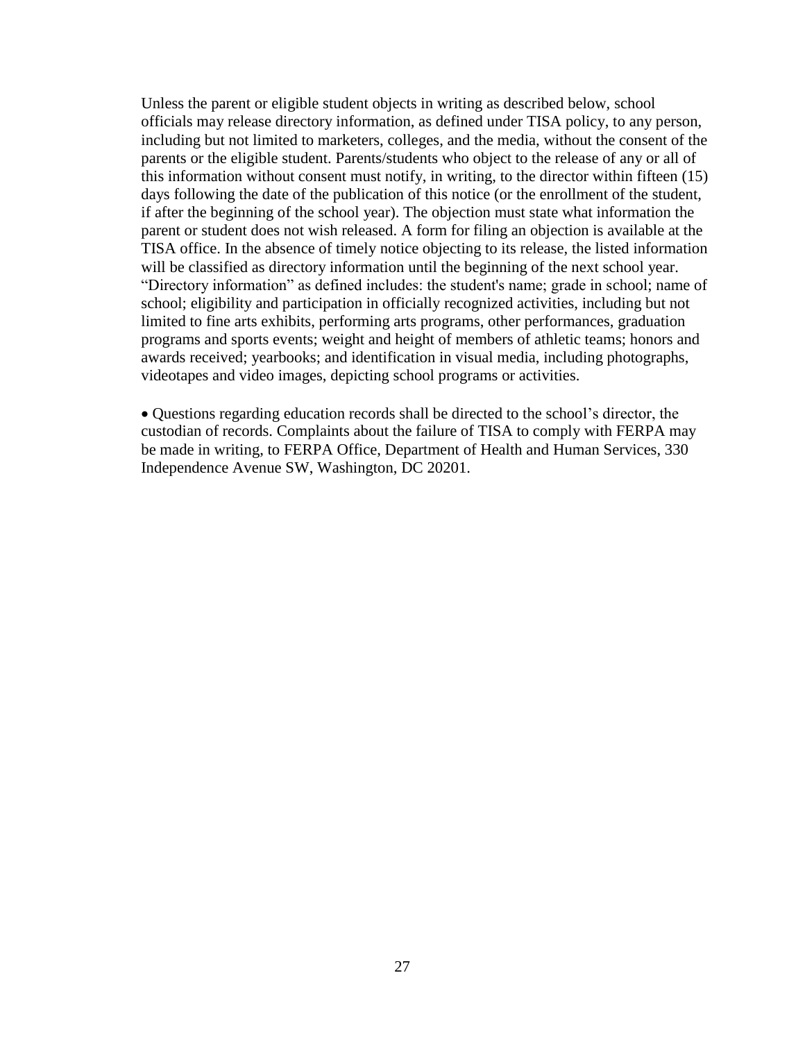Unless the parent or eligible student objects in writing as described below, school officials may release directory information, as defined under TISA policy, to any person, including but not limited to marketers, colleges, and the media, without the consent of the parents or the eligible student. Parents/students who object to the release of any or all of this information without consent must notify, in writing, to the director within fifteen (15) days following the date of the publication of this notice (or the enrollment of the student, if after the beginning of the school year). The objection must state what information the parent or student does not wish released. A form for filing an objection is available at the TISA office. In the absence of timely notice objecting to its release, the listed information will be classified as directory information until the beginning of the next school year. "Directory information" as defined includes: the student's name; grade in school; name of school; eligibility and participation in officially recognized activities, including but not limited to fine arts exhibits, performing arts programs, other performances, graduation programs and sports events; weight and height of members of athletic teams; honors and awards received; yearbooks; and identification in visual media, including photographs, videotapes and video images, depicting school programs or activities.

- Questions regarding education records shall be directed to the school's director, the custodian of records. Complaints about the failure of TISA to comply with FERPA may be made in writing, to FERPA Office, Department of Health and Human Services, 330 Independence Avenue SW, Washington, DC 20201.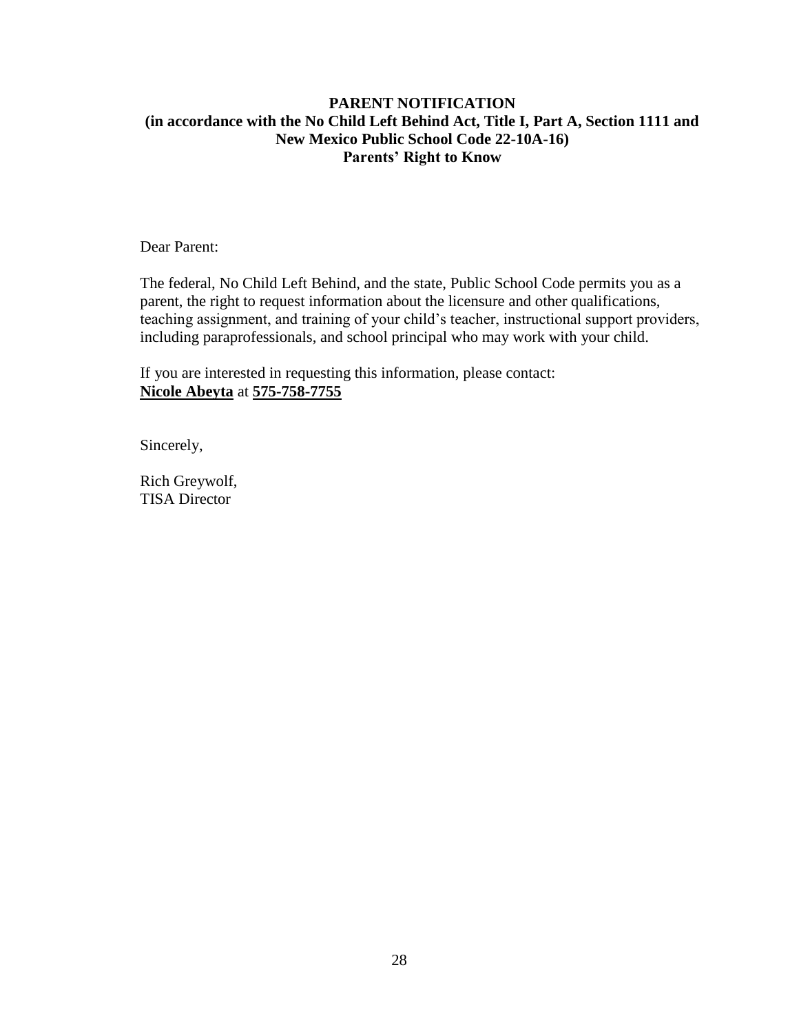**PARENT NOTIFICATION**
**(in accordance with the No Child Left Behind Act, Title I, Part A, Section 1111 and New Mexico Public School Code 22-10A-16)**
**Parents' Right to Know**

Dear Parent:

The federal, No Child Left Behind, and the state, Public School Code permits you as a parent, the right to request information about the licensure and other qualifications, teaching assignment, and training of your child's teacher, instructional support providers, including paraprofessionals, and school principal who may work with your child.

If you are interested in requesting this information, please contact:
**<u>Nicole Abeyta</u>** at **<u>575-758-7755</u>**

Sincerely,

Rich Greywolf,
TISA Director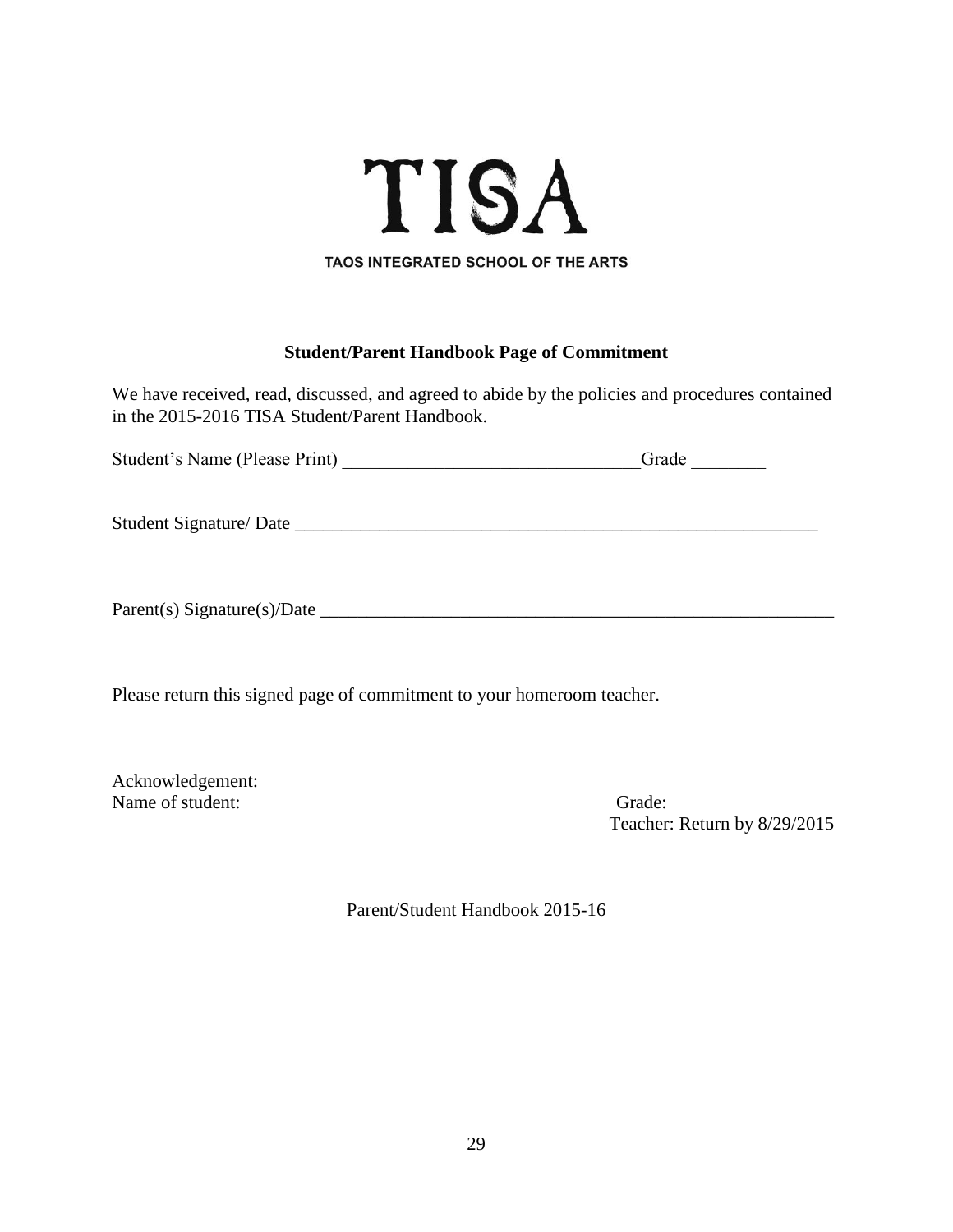# TISA

TAOS INTEGRATED SCHOOL OF THE ARTS

## Student/Parent Handbook Page of Commitment

We have received, read, discussed, and agreed to abide by the policies and procedures contained in the 2015-2016 TISA Student/Parent Handbook.

Student's Name (Please Print) ________________________________Grade ________

Student Signature/ Date ___________________________________________________________

Parent(s) Signature(s)/Date ___________________________________________________________

Please return this signed page of commitment to your homeroom teacher.

Acknowledgement:
Name of student: Grade:
Teacher: Return by 8/29/2015

Parent/Student Handbook 2015-16